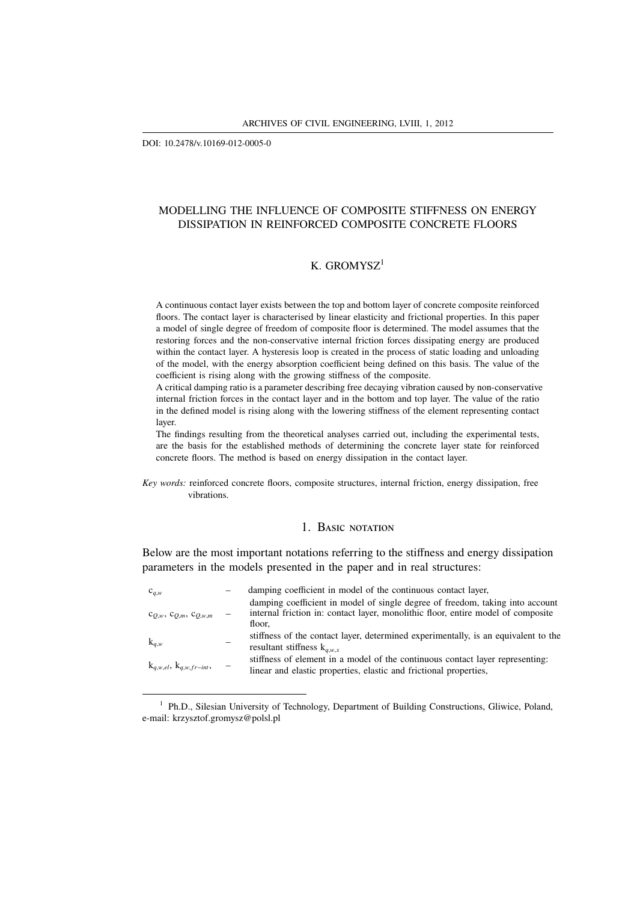DOI: 10.2478/v.10169-012-0005-0

# MODELLING THE INFLUENCE OF COMPOSITE STIFFNESS ON ENERGY DISSIPATION IN REINFORCED COMPOSITE CONCRETE FLOORS

K. GROMYSZ[1]

A continuous contact layer exists between the top and bottom layer of concrete composite reinforced floors. The contact layer is characterised by linear elasticity and frictional properties. In this paper a model of single degree of freedom of composite floor is determined. The model assumes that the restoring forces and the non-conservative internal friction forces dissipating energy are produced within the contact layer. A hysteresis loop is created in the process of static loading and unloading of the model, with the energy absorption coefficient being defined on this basis. The value of the coefficient is rising along with the growing stiffness of the composite.

A critical damping ratio is a parameter describing free decaying vibration caused by non-conservative internal friction forces in the contact layer and in the bottom and top layer. The value of the ratio in the defined model is rising along with the lowering stiffness of the element representing contact layer.

The findings resulting from the theoretical analyses carried out, including the experimental tests, are the basis for the established methods of determining the concrete layer state for reinforced concrete floors. The method is based on energy dissipation in the contact layer.

*Key words:* reinforced concrete floors, composite structures, internal friction, energy dissipation, free vibrations.

## 1. Basic notation

Below are the most important notations referring to the stiffness and energy dissipation parameters in the models presented in the paper and in real structures:

| | | |
|---|---|---|
| $c_{q,w}$ | – | damping coefficient in model of the continuous contact layer, |
| $c_{Q,w}$, $c_{Q,m}$, $c_{Q,w,m}$ | – | damping coefficient in model of single degree of freedom, taking into account internal friction in: contact layer, monolithic floor, entire model of composite floor, |
| $k_{q,w}$ | – | stiffness of the contact layer, determined experimentally, is an equivalent to the resultant stiffness $k_{q,w,x}$ |
| $k_{q,w,el}$, $k_{q,w,fr-int}$, | – | stiffness of element in a model of the continuous contact layer representing: linear and elastic properties, elastic and frictional properties, |

[1] Ph.D., Silesian University of Technology, Department of Building Constructions, Gliwice, Poland, e-mail: krzysztof.gromysz@polsl.pl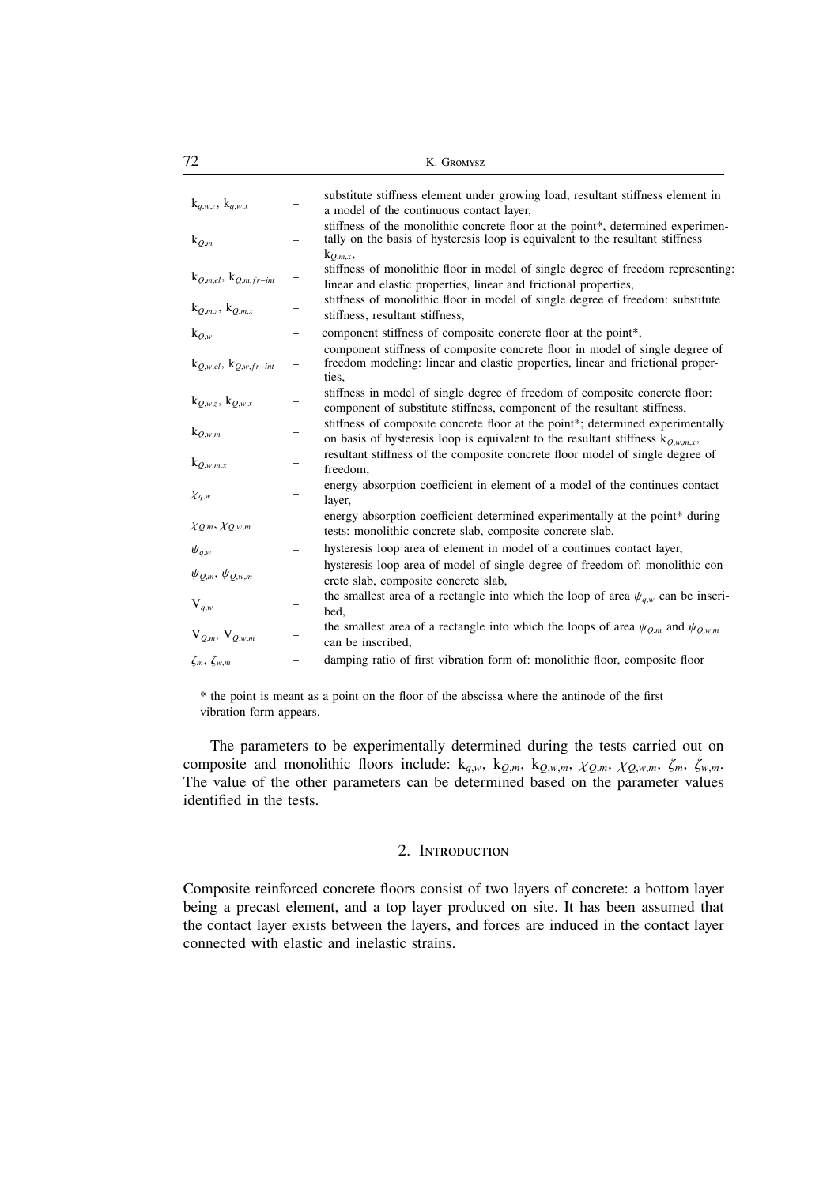| | | |
|---|---|---|
| $k_{q,w,z}$, $k_{q,w,x}$ | – | substitute stiffness element under growing load, resultant stiffness element in a model of the continuous contact layer, |
| $k_{Q,m}$ | – | stiffness of the monolithic concrete floor at the point*, determined experimentally on the basis of hysteresis loop is equivalent to the resultant stiffness $k_{Q,m,x}$, |
| $k_{Q,m,el}$, $k_{Q,m,fr-int}$ | – | stiffness of monolithic floor in model of single degree of freedom representing: linear and elastic properties, linear and frictional properties, |
| $k_{Q,m,z}$, $k_{Q,m,x}$ | – | stiffness of monolithic floor in model of single degree of freedom: substitute stiffness, resultant stiffness, |
| $k_{Q,w}$ | – | component stiffness of composite concrete floor at the point*, |
| $k_{Q,w,el}$, $k_{Q,w,fr-int}$ | – | component stiffness of composite concrete floor in model of single degree of freedom modeling: linear and elastic properties, linear and frictional properties, |
| $k_{Q,w,z}$, $k_{Q,w,x}$ | – | stiffness in model of single degree of freedom of composite concrete floor: component of substitute stiffness, component of the resultant stiffness, |
| $k_{Q,w,m}$ | – | stiffness of composite concrete floor at the point*; determined experimentally on basis of hysteresis loop is equivalent to the resultant stiffness $k_{Q,w,m,x}$, |
| $k_{Q,w,m,x}$ | – | resultant stiffness of the composite concrete floor model of single degree of freedom, |
| $\chi_{q,w}$ | – | energy absorption coefficient in element of a model of the continues contact layer, |
| $\chi_{Q,m}$, $\chi_{Q,w,m}$ | – | energy absorption coefficient determined experimentally at the point* during tests: monolithic concrete slab, composite concrete slab, |
| $\psi_{q,w}$ | – | hysteresis loop area of element in model of a continues contact layer, |
| $\psi_{Q,m}$, $\psi_{Q,w,m}$ | – | hysteresis loop area of model of single degree of freedom of: monolithic concrete slab, composite concrete slab, |
| $V_{q,w}$ | – | the smallest area of a rectangle into which the loop of area $\psi_{q,w}$ can be inscribed, |
| $V_{Q,m}$, $V_{Q,w,m}$ | – | the smallest area of a rectangle into which the loops of area $\psi_{Q,m}$ and $\psi_{Q,w,m}$ can be inscribed, |
| $\zeta_m$, $\zeta_{w,m}$ | – | damping ratio of first vibration form of: monolithic floor, composite floor |

* the point is meant as a point on the floor of the abscissa where the antinode of the first vibration form appears.

The parameters to be experimentally determined during the tests carried out on composite and monolithic floors include: $k_{q,w}$, $k_{Q,m}$, $k_{Q,w,m}$, $\chi_{Q,m}$, $\chi_{Q,w,m}$, $\zeta_m$, $\zeta_{w,m}$. The value of the other parameters can be determined based on the parameter values identified in the tests.

## 2. Introduction

Composite reinforced concrete floors consist of two layers of concrete: a bottom layer being a precast element, and a top layer produced on site. It has been assumed that the contact layer exists between the layers, and forces are induced in the contact layer connected with elastic and inelastic strains.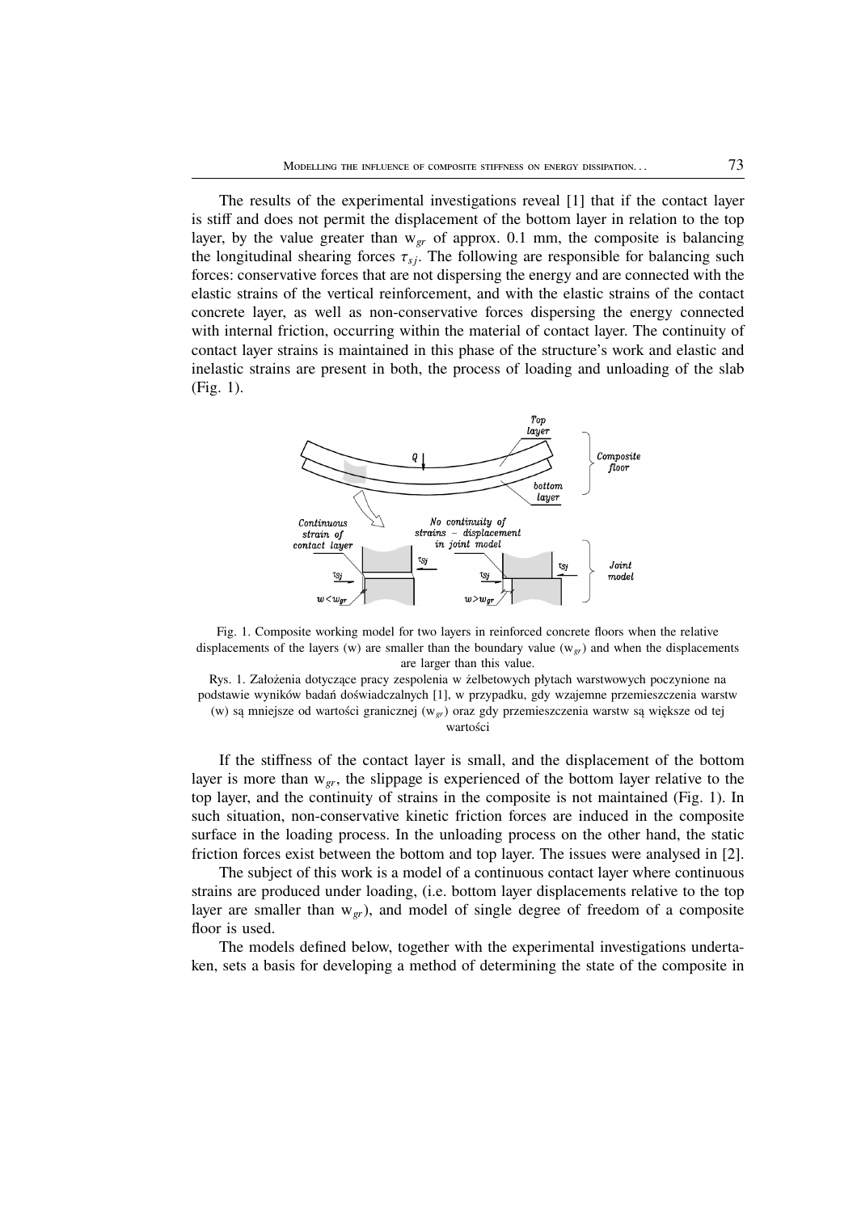The results of the experimental investigations reveal [1] that if the contact layer is stiff and does not permit the displacement of the bottom layer in relation to the top layer, by the value greater than $w_{gr}$ of approx. 0.1 mm, the composite is balancing the longitudinal shearing forces $\tau_{sj}$. The following are responsible for balancing such forces: conservative forces that are not dispersing the energy and are connected with the elastic strains of the vertical reinforcement, and with the elastic strains of the contact concrete layer, as well as non-conservative forces dispersing the energy connected with internal friction, occurring within the material of contact layer. The continuity of contact layer strains is maintained in this phase of the structure's work and elastic and inelastic strains are present in both, the process of loading and unloading of the slab (Fig. 1).

Fig. 1. Composite working model for two layers in reinforced concrete floors when the relative displacements of the layers (w) are smaller than the boundary value ($w_{gr}$) and when the displacements are larger than this value.

Rys. 1. Założenia dotyczące pracy zespolenia w żelbetowych płytach warstwowych poczynione na podstawie wyników badań doświadczalnych [1], w przypadku, gdy wzajemne przemieszczenia warstw (w) są mniejsze od wartości granicznej ($w_{gr}$) oraz gdy przemieszczenia warstw są większe od tej wartości

If the stiffness of the contact layer is small, and the displacement of the bottom layer is more than $w_{gr}$, the slippage is experienced of the bottom layer relative to the top layer, and the continuity of strains in the composite is not maintained (Fig. 1). In such situation, non-conservative kinetic friction forces are induced in the composite surface in the loading process. In the unloading process on the other hand, the static friction forces exist between the bottom and top layer. The issues were analysed in [2].

The subject of this work is a model of a continuous contact layer where continuous strains are produced under loading, (i.e. bottom layer displacements relative to the top layer are smaller than $w_{gr}$), and model of single degree of freedom of a composite floor is used.

The models defined below, together with the experimental investigations undertaken, sets a basis for developing a method of determining the state of the composite in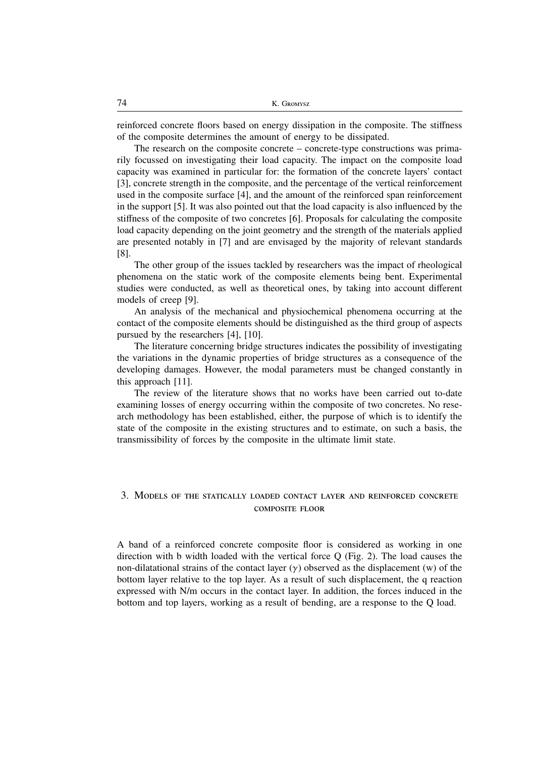reinforced concrete floors based on energy dissipation in the composite. The stiffness of the composite determines the amount of energy to be dissipated.

The research on the composite concrete – concrete-type constructions was primarily focussed on investigating their load capacity. The impact on the composite load capacity was examined in particular for: the formation of the concrete layers' contact [3], concrete strength in the composite, and the percentage of the vertical reinforcement used in the composite surface [4], and the amount of the reinforced span reinforcement in the support [5]. It was also pointed out that the load capacity is also influenced by the stiffness of the composite of two concretes [6]. Proposals for calculating the composite load capacity depending on the joint geometry and the strength of the materials applied are presented notably in [7] and are envisaged by the majority of relevant standards [8].

The other group of the issues tackled by researchers was the impact of rheological phenomena on the static work of the composite elements being bent. Experimental studies were conducted, as well as theoretical ones, by taking into account different models of creep [9].

An analysis of the mechanical and physiochemical phenomena occurring at the contact of the composite elements should be distinguished as the third group of aspects pursued by the researchers [4], [10].

The literature concerning bridge structures indicates the possibility of investigating the variations in the dynamic properties of bridge structures as a consequence of the developing damages. However, the modal parameters must be changed constantly in this approach [11].

The review of the literature shows that no works have been carried out to-date examining losses of energy occurring within the composite of two concretes. No research methodology has been established, either, the purpose of which is to identify the state of the composite in the existing structures and to estimate, on such a basis, the transmissibility of forces by the composite in the ultimate limit state.

## 3. Models of the statically loaded contact layer and reinforced concrete composite floor

A band of a reinforced concrete composite floor is considered as working in one direction with b width loaded with the vertical force Q (Fig. 2). The load causes the non-dilatational strains of the contact layer ($\gamma$) observed as the displacement (w) of the bottom layer relative to the top layer. As a result of such displacement, the q reaction expressed with N/m occurs in the contact layer. In addition, the forces induced in the bottom and top layers, working as a result of bending, are a response to the Q load.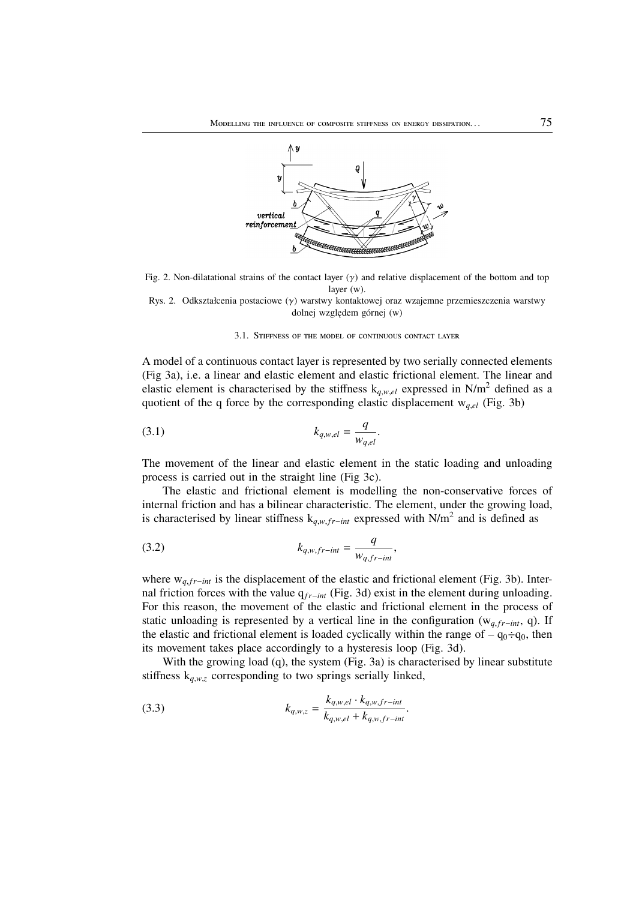Fig. 2. Non-dilatational strains of the contact layer ($\gamma$) and relative displacement of the bottom and top layer (w).

Rys. 2. Odkształcenia postaciowe ($\gamma$) warstwy kontaktowej oraz wzajemne przemieszczenia warstwy dolnej względem górnej (w)

### 3.1. Stiffness of the model of continuous contact layer

A model of a continuous contact layer is represented by two serially connected elements (Fig 3a), i.e. a linear and elastic element and elastic frictional element. The linear and elastic element is characterised by the stiffness $k_{q,w,el}$ expressed in N/m$^2$ defined as a quotient of the q force by the corresponding elastic displacement $w_{q,el}$ (Fig. 3b)

$$k_{q,w,el} = \frac{q}{w_{q,el}}. \tag{3.1}$$

The movement of the linear and elastic element in the static loading and unloading process is carried out in the straight line (Fig 3c).

The elastic and frictional element is modelling the non-conservative forces of internal friction and has a bilinear characteristic. The element, under the growing load, is characterised by linear stiffness $k_{q,w,fr-int}$ expressed with N/m$^2$ and is defined as

$$k_{q,w,fr-int} = \frac{q}{w_{q,fr-int}}, \tag{3.2}$$

where $w_{q,fr-int}$ is the displacement of the elastic and frictional element (Fig. 3b). Internal friction forces with the value $q_{fr-int}$ (Fig. 3d) exist in the element during unloading. For this reason, the movement of the elastic and frictional element in the process of static unloading is represented by a vertical line in the configuration ($w_{q,fr-int}$, q). If the elastic and frictional element is loaded cyclically within the range of $-q_0 \div q_0$, then its movement takes place accordingly to a hysteresis loop (Fig. 3d).

With the growing load (q), the system (Fig. 3a) is characterised by linear substitute stiffness $k_{q,w,z}$ corresponding to two springs serially linked,

$$k_{q,w,z} = \frac{k_{q,w,el} \cdot k_{q,w,fr-int}}{k_{q,w,el} + k_{q,w,fr-int}}. \tag{3.3}$$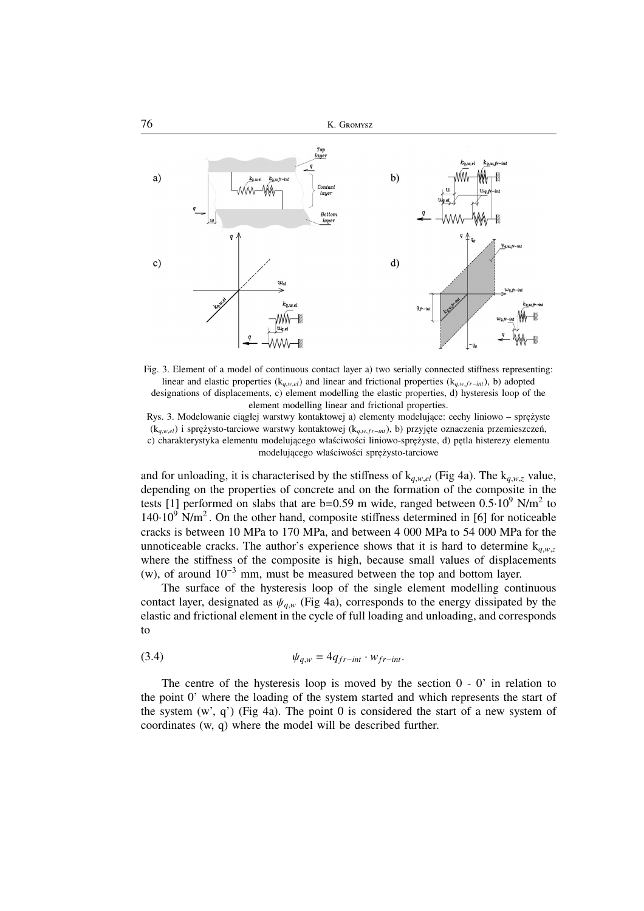Fig. 3. Element of a model of continuous contact layer a) two serially connected stiffness representing: linear and elastic properties ($k_{q,w,el}$) and linear and frictional properties ($k_{q,w,fr-int}$), b) adopted designations of displacements, c) element modelling the elastic properties, d) hysteresis loop of the element modelling linear and frictional properties.

Rys. 3. Modelowanie ciągłej warstwy kontaktowej a) elementy modelujące: cechy liniowo – sprężyste ($k_{q,w,el}$) i sprężysto-tarciowe warstwy kontaktowej ($k_{q,w,fr-int}$), b) przyjęte oznaczenia przemieszczeń, c) charakterystyka elementu modelującego właściwości liniowo-sprężyste, d) pętla histerezy elementu modelującego właściwości sprężysto-tarciowe

and for unloading, it is characterised by the stiffness of $k_{q,w,el}$ (Fig 4a). The $k_{q,w,z}$ value, depending on the properties of concrete and on the formation of the composite in the tests [1] performed on slabs that are b=0.59 m wide, ranged between $0.5 \cdot 10^9$ N/m$^2$ to $140 \cdot 10^9$ N/m$^2$. On the other hand, composite stiffness determined in [6] for noticeable cracks is between 10 MPa to 170 MPa, and between 4 000 MPa to 54 000 MPa for the unnoticeable cracks. The author's experience shows that it is hard to determine $k_{q,w,z}$ where the stiffness of the composite is high, because small values of displacements (w), of around $10^{-3}$ mm, must be measured between the top and bottom layer.

The surface of the hysteresis loop of the single element modelling continuous contact layer, designated as $\psi_{q,w}$ (Fig 4a), corresponds to the energy dissipated by the elastic and frictional element in the cycle of full loading and unloading, and corresponds to

$$\psi_{q,w} = 4q_{fr-int} \cdot w_{fr-int}. \tag{3.4}$$

The centre of the hysteresis loop is moved by the section 0 - 0' in relation to the point 0' where the loading of the system started and which represents the start of the system (w', q') (Fig 4a). The point 0 is considered the start of a new system of coordinates (w, q) where the model will be described further.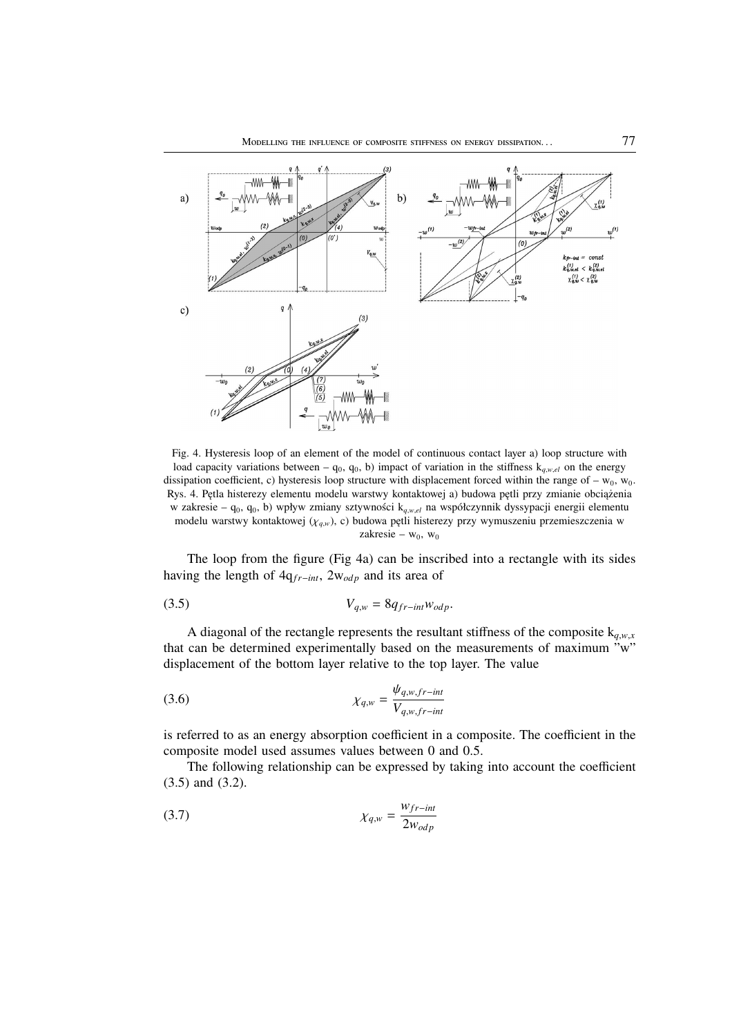Fig. 4. Hysteresis loop of an element of the model of continuous contact layer a) loop structure with load capacity variations between – $q_0$, $q_0$, b) impact of variation in the stiffness $k_{q,w,el}$ on the energy dissipation coefficient, c) hysteresis loop structure with displacement forced within the range of – $w_0$, $w_0$.
Rys. 4. Pętla histerezy elementu modelu warstwy kontaktowej a) budowa pętli przy zmianie obciążenia w zakresie – $q_0$, $q_0$, b) wpływ zmiany sztywności $k_{q,w,el}$ na współczynnik dyssypacji energii elementu modelu warstwy kontaktowej ($\chi_{q,w}$), c) budowa pętli histerezy przy wymuszeniu przemieszczenia w zakresie – $w_0$, $w_0$

The loop from the figure (Fig 4a) can be inscribed into a rectangle with its sides having the length of $4q_{fr-int}$, $2w_{odp}$ and its area of

$$V_{q,w} = 8q_{fr-int}w_{odp}. \tag{3.5}$$

A diagonal of the rectangle represents the resultant stiffness of the composite $k_{q,w,x}$ that can be determined experimentally based on the measurements of maximum "w" displacement of the bottom layer relative to the top layer. The value

$$\chi_{q,w} = \frac{\psi_{q,w,fr-int}}{V_{q,w,fr-int}} \tag{3.6}$$

is referred to as an energy absorption coefficient in a composite. The coefficient in the composite model used assumes values between 0 and 0.5.

The following relationship can be expressed by taking into account the coefficient (3.5) and (3.2).

$$\chi_{q,w} = \frac{w_{fr-int}}{2w_{odp}} \tag{3.7}$$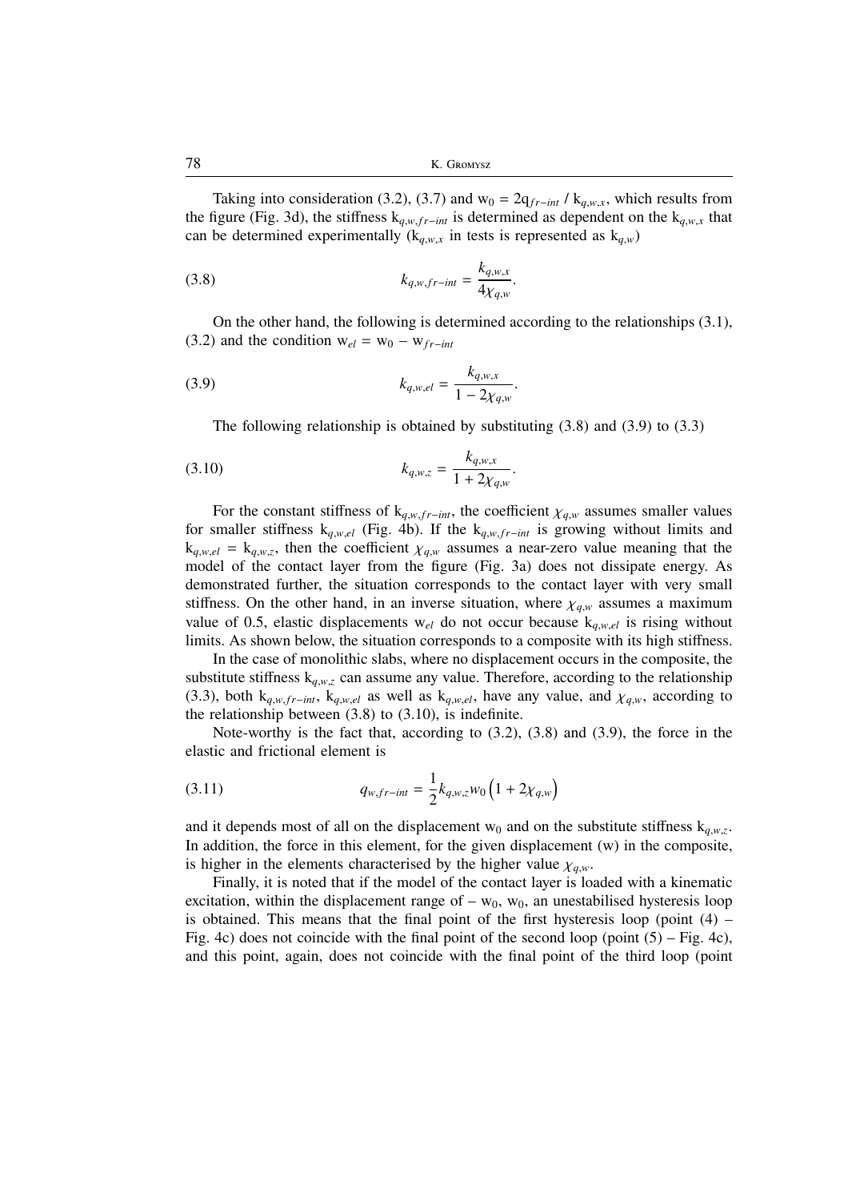Taking into consideration (3.2), (3.7) and $w_0 = 2q_{fr-int} / k_{q,w,x}$, which results from the figure (Fig. 3d), the stiffness $k_{q,w,fr-int}$ is determined as dependent on the $k_{q,w,x}$ that can be determined experimentally ($k_{q,w,x}$ in tests is represented as $k_{q,w}$)

$$k_{q,w,fr-int} = \frac{k_{q,w,x}}{4\chi_{q,w}}. \tag{3.8}$$

On the other hand, the following is determined according to the relationships (3.1), (3.2) and the condition $w_{el} = w_0 - w_{fr-int}$

$$k_{q,w,el} = \frac{k_{q,w,x}}{1 - 2\chi_{q,w}}. \tag{3.9}$$

The following relationship is obtained by substituting (3.8) and (3.9) to (3.3)

$$k_{q,w,z} = \frac{k_{q,w,x}}{1 + 2\chi_{q,w}}. \tag{3.10}$$

For the constant stiffness of $k_{q,w,fr-int}$, the coefficient $\chi_{q,w}$ assumes smaller values for smaller stiffness $k_{q,w,el}$ (Fig. 4b). If the $k_{q,w,fr-int}$ is growing without limits and $k_{q,w,el} = k_{q,w,z}$, then the coefficient $\chi_{q,w}$ assumes a near-zero value meaning that the model of the contact layer from the figure (Fig. 3a) does not dissipate energy. As demonstrated further, the situation corresponds to the contact layer with very small stiffness. On the other hand, in an inverse situation, where $\chi_{q,w}$ assumes a maximum value of 0.5, elastic displacements $w_{el}$ do not occur because $k_{q,w,el}$ is rising without limits. As shown below, the situation corresponds to a composite with its high stiffness.

In the case of monolithic slabs, where no displacement occurs in the composite, the substitute stiffness $k_{q,w,z}$ can assume any value. Therefore, according to the relationship (3.3), both $k_{q,w,fr-int}$, $k_{q,w,el}$ as well as $k_{q,w,el}$, have any value, and $\chi_{q,w}$, according to the relationship between (3.8) to (3.10), is indefinite.

Note-worthy is the fact that, according to (3.2), (3.8) and (3.9), the force in the elastic and frictional element is

$$q_{w,fr-int} = \frac{1}{2} k_{q,w,z} w_0 \left(1 + 2\chi_{q,w}\right) \tag{3.11}$$

and it depends most of all on the displacement $w_0$ and on the substitute stiffness $k_{q,w,z}$. In addition, the force in this element, for the given displacement (w) in the composite, is higher in the elements characterised by the higher value $\chi_{q,w}$.

Finally, it is noted that if the model of the contact layer is loaded with a kinematic excitation, within the displacement range of $-w_0$, $w_0$, an unestabilised hysteresis loop is obtained. This means that the final point of the first hysteresis loop (point (4) – Fig. 4c) does not coincide with the final point of the second loop (point (5) – Fig. 4c), and this point, again, does not coincide with the final point of the third loop (point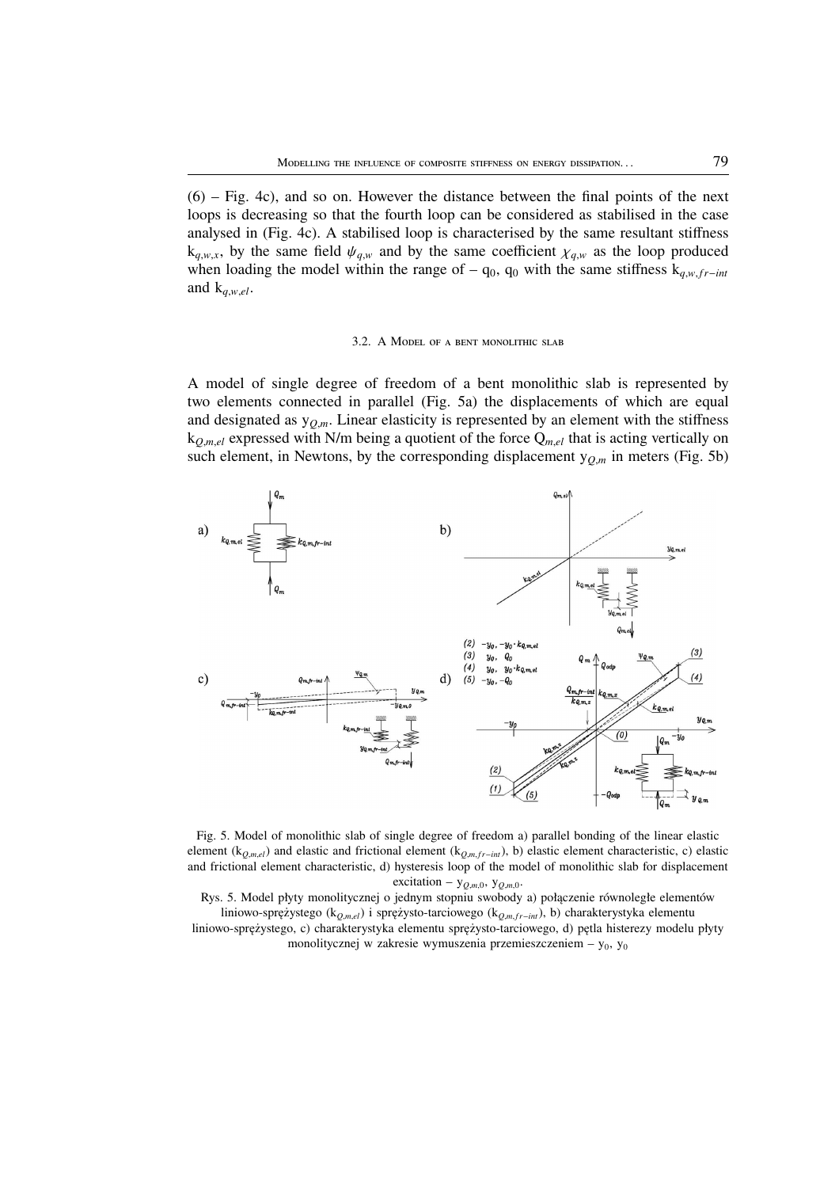(6) – Fig. 4c), and so on. However the distance between the final points of the next loops is decreasing so that the fourth loop can be considered as stabilised in the case analysed in (Fig. 4c). A stabilised loop is characterised by the same resultant stiffness $k_{q,w,x}$, by the same field $\psi_{q,w}$ and by the same coefficient $\chi_{q,w}$ as the loop produced when loading the model within the range of $-q_0$, $q_0$ with the same stiffness $k_{q,w,fr-int}$ and $k_{q,w,el}$.

### 3.2. A Model of a bent monolithic slab

A model of single degree of freedom of a bent monolithic slab is represented by two elements connected in parallel (Fig. 5a) the displacements of which are equal and designated as $y_{Q,m}$. Linear elasticity is represented by an element with the stiffness $k_{Q,m,el}$ expressed with N/m being a quotient of the force $Q_{m,el}$ that is acting vertically on such element, in Newtons, by the corresponding displacement $y_{Q,m}$ in meters (Fig. 5b)

Fig. 5. Model of monolithic slab of single degree of freedom a) parallel bonding of the linear elastic element ($k_{Q,m,el}$) and elastic and frictional element ($k_{Q,m,fr-int}$), b) elastic element characteristic, c) elastic and frictional element characteristic, d) hysteresis loop of the model of monolithic slab for displacement excitation $-y_{Q,m,0}$, $y_{Q,m,0}$.

Rys. 5. Model płyty monolitycznej o jednym stopniu swobody a) połączenie równoległe elementów liniowo-sprężystego ($k_{Q,m,el}$) i sprężysto-tarciowego ($k_{Q,m,fr-int}$), b) charakterystyka elementu liniowo-sprężystego, c) charakterystyka elementu sprężysto-tarciowego, d) pętla histerezy modelu płyty monolitycznej w zakresie wymuszenia przemieszczeniem $-y_0$, $y_0$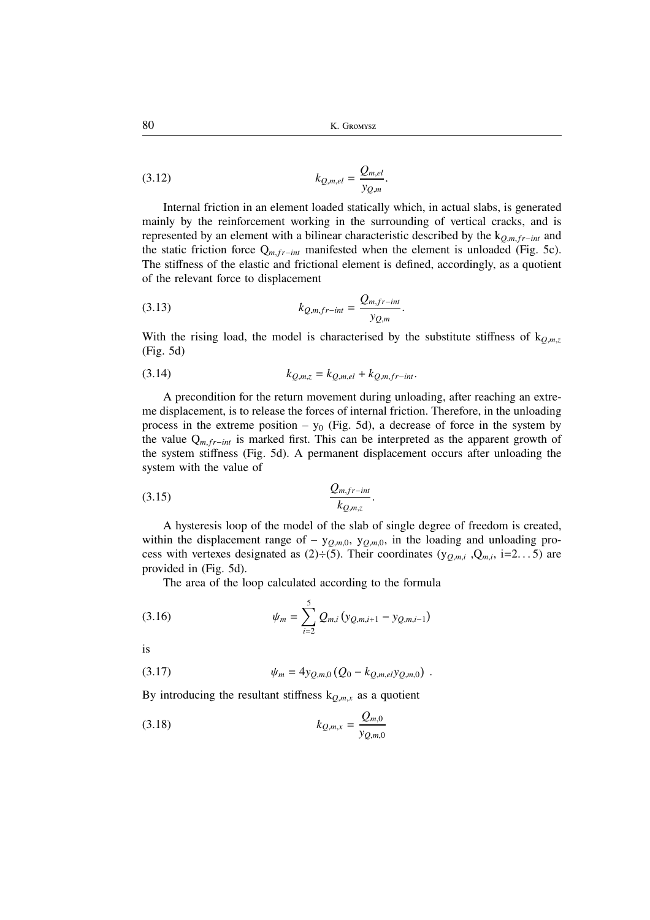$$k_{Q,m,el} = \frac{Q_{m,el}}{y_{Q,m}}. \tag{3.12}$$

Internal friction in an element loaded statically which, in actual slabs, is generated mainly by the reinforcement working in the surrounding of vertical cracks, and is represented by an element with a bilinear characteristic described by the $k_{Q,m,fr-int}$ and the static friction force $Q_{m,fr-int}$ manifested when the element is unloaded (Fig. 5c). The stiffness of the elastic and frictional element is defined, accordingly, as a quotient of the relevant force to displacement

$$k_{Q,m,fr-int} = \frac{Q_{m,fr-int}}{y_{Q,m}}. \tag{3.13}$$

With the rising load, the model is characterised by the substitute stiffness of $k_{Q,m,z}$ (Fig. 5d)

$$k_{Q,m,z} = k_{Q,m,el} + k_{Q,m,fr-int}. \tag{3.14}$$

A precondition for the return movement during unloading, after reaching an extreme displacement, is to release the forces of internal friction. Therefore, in the unloading process in the extreme position – $y_0$ (Fig. 5d), a decrease of force in the system by the value $Q_{m,fr-int}$ is marked first. This can be interpreted as the apparent growth of the system stiffness (Fig. 5d). A permanent displacement occurs after unloading the system with the value of

$$\frac{Q_{m,fr-int}}{k_{Q,m,z}}. \tag{3.15}$$

A hysteresis loop of the model of the slab of single degree of freedom is created, within the displacement range of – $y_{Q,m,0}$, $y_{Q,m,0}$, in the loading and unloading process with vertexes designated as (2)÷(5). Their coordinates ($y_{Q,m,i}$ ,$Q_{m,i}$, i=2…5) are provided in (Fig. 5d).

The area of the loop calculated according to the formula

$$\psi_m = \sum_{i=2}^{5} Q_{m,i} \left( y_{Q,m,i+1} - y_{Q,m,i-1} \right) \tag{3.16}$$

is

$$\psi_m = 4 y_{Q,m,0} \left( Q_0 - k_{Q,m,el} y_{Q,m,0} \right) . \tag{3.17}$$

By introducing the resultant stiffness $k_{Q,m,x}$ as a quotient

$$k_{Q,m,x} = \frac{Q_{m,0}}{y_{Q,m,0}} \tag{3.18}$$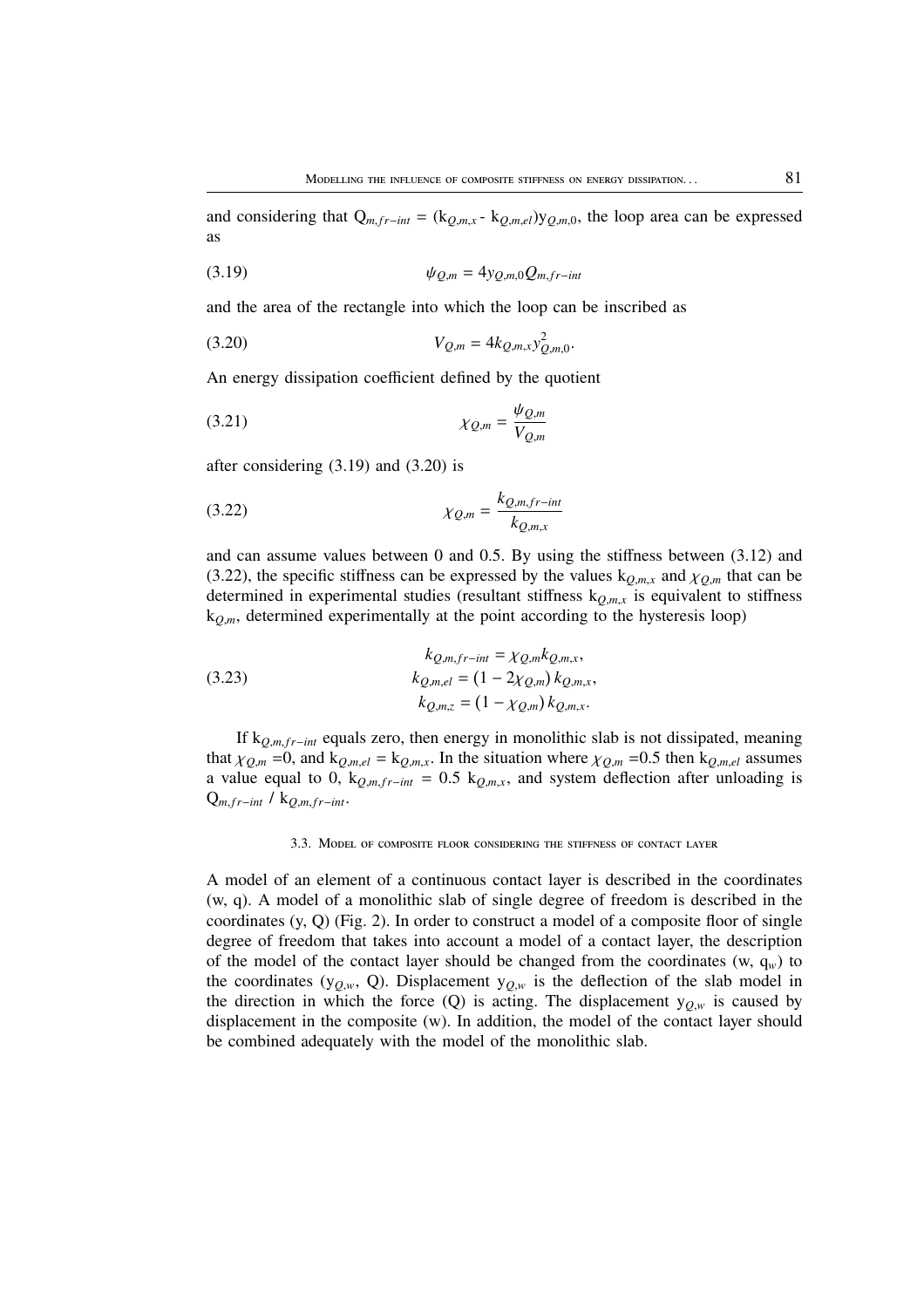and considering that $Q_{m,fr-int} = (k_{Q,m,x} - k_{Q,m,el})y_{Q,m,0}$, the loop area can be expressed as

$$\psi_{Q,m} = 4y_{Q,m,0}Q_{m,fr-int} \tag{3.19}$$

and the area of the rectangle into which the loop can be inscribed as

$$V_{Q,m} = 4k_{Q,m,x}y_{Q,m,0}^2. \tag{3.20}$$

An energy dissipation coefficient defined by the quotient

$$\chi_{Q,m} = \frac{\psi_{Q,m}}{V_{Q,m}} \tag{3.21}$$

after considering (3.19) and (3.20) is

$$\chi_{Q,m} = \frac{k_{Q,m,fr-int}}{k_{Q,m,x}} \tag{3.22}$$

and can assume values between 0 and 0.5. By using the stiffness between (3.12) and (3.22), the specific stiffness can be expressed by the values $k_{Q,m,x}$ and $\chi_{Q,m}$ that can be determined in experimental studies (resultant stiffness $k_{Q,m,x}$ is equivalent to stiffness $k_{Q,m}$, determined experimentally at the point according to the hysteresis loop)

$$\begin{aligned} k_{Q,m,fr-int} &= \chi_{Q,m}k_{Q,m,x}, \\ k_{Q,m,el} &= (1-2\chi_{Q,m})\,k_{Q,m,x}, \\ k_{Q,m,z} &= (1-\chi_{Q,m})\,k_{Q,m,x}. \end{aligned} \tag{3.23}$$

If $k_{Q,m,fr-int}$ equals zero, then energy in monolithic slab is not dissipated, meaning that $\chi_{Q,m} = 0$, and $k_{Q,m,el} = k_{Q,m,x}$. In the situation where $\chi_{Q,m} = 0.5$ then $k_{Q,m,el}$ assumes a value equal to 0, $k_{Q,m,fr-int} = 0.5\ k_{Q,m,x}$, and system deflection after unloading is $Q_{m,fr-int}\ /\ k_{Q,m,fr-int}$.

### 3.3. Model of composite floor considering the stiffness of contact layer

A model of an element of a continuous contact layer is described in the coordinates (w, q). A model of a monolithic slab of single degree of freedom is described in the coordinates (y, Q) (Fig. 2). In order to construct a model of a composite floor of single degree of freedom that takes into account a model of a contact layer, the description of the model of the contact layer should be changed from the coordinates ($w$, $q_w$) to the coordinates ($y_{Q,w}$, Q). Displacement $y_{Q,w}$ is the deflection of the slab model in the direction in which the force (Q) is acting. The displacement $y_{Q,w}$ is caused by displacement in the composite (w). In addition, the model of the contact layer should be combined adequately with the model of the monolithic slab.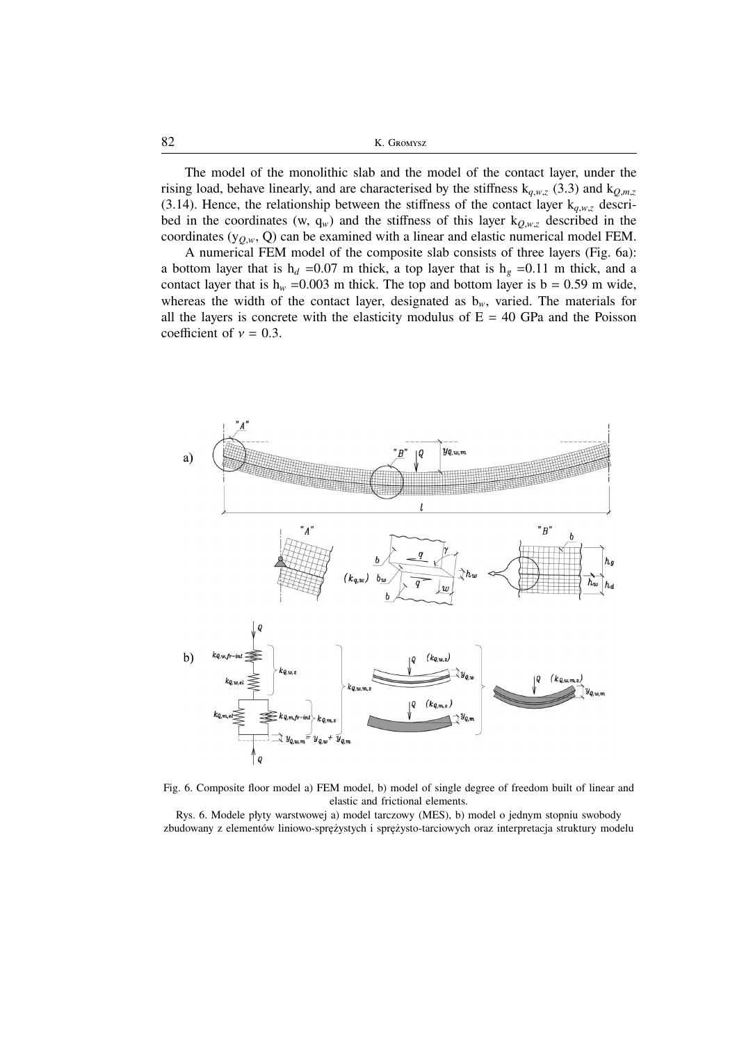The model of the monolithic slab and the model of the contact layer, under the rising load, behave linearly, and are characterised by the stiffness $k_{q,w,z}$ (3.3) and $k_{Q,m,z}$ (3.14). Hence, the relationship between the stiffness of the contact layer $k_{q,w,z}$ described in the coordinates (w, $q_w$) and the stiffness of this layer $k_{Q,w,z}$ described in the coordinates ($y_{Q,w}$, Q) can be examined with a linear and elastic numerical model FEM.

A numerical FEM model of the composite slab consists of three layers (Fig. 6a): a bottom layer that is $h_d$ =0.07 m thick, a top layer that is $h_g$ =0.11 m thick, and a contact layer that is $h_w$ =0.003 m thick. The top and bottom layer is b = 0.59 m wide, whereas the width of the contact layer, designated as $b_w$, varied. The materials for all the layers is concrete with the elasticity modulus of E = 40 GPa and the Poisson coefficient of $\nu$ = 0.3.

Fig. 6. Composite floor model a) FEM model, b) model of single degree of freedom built of linear and elastic and frictional elements.

Rys. 6. Modele płyty warstwowej a) model tarczowy (MES), b) model o jednym stopniu swobody zbudowany z elementów liniowo-sprężystych i sprężysto-tarciowych oraz interpretacja struktury modelu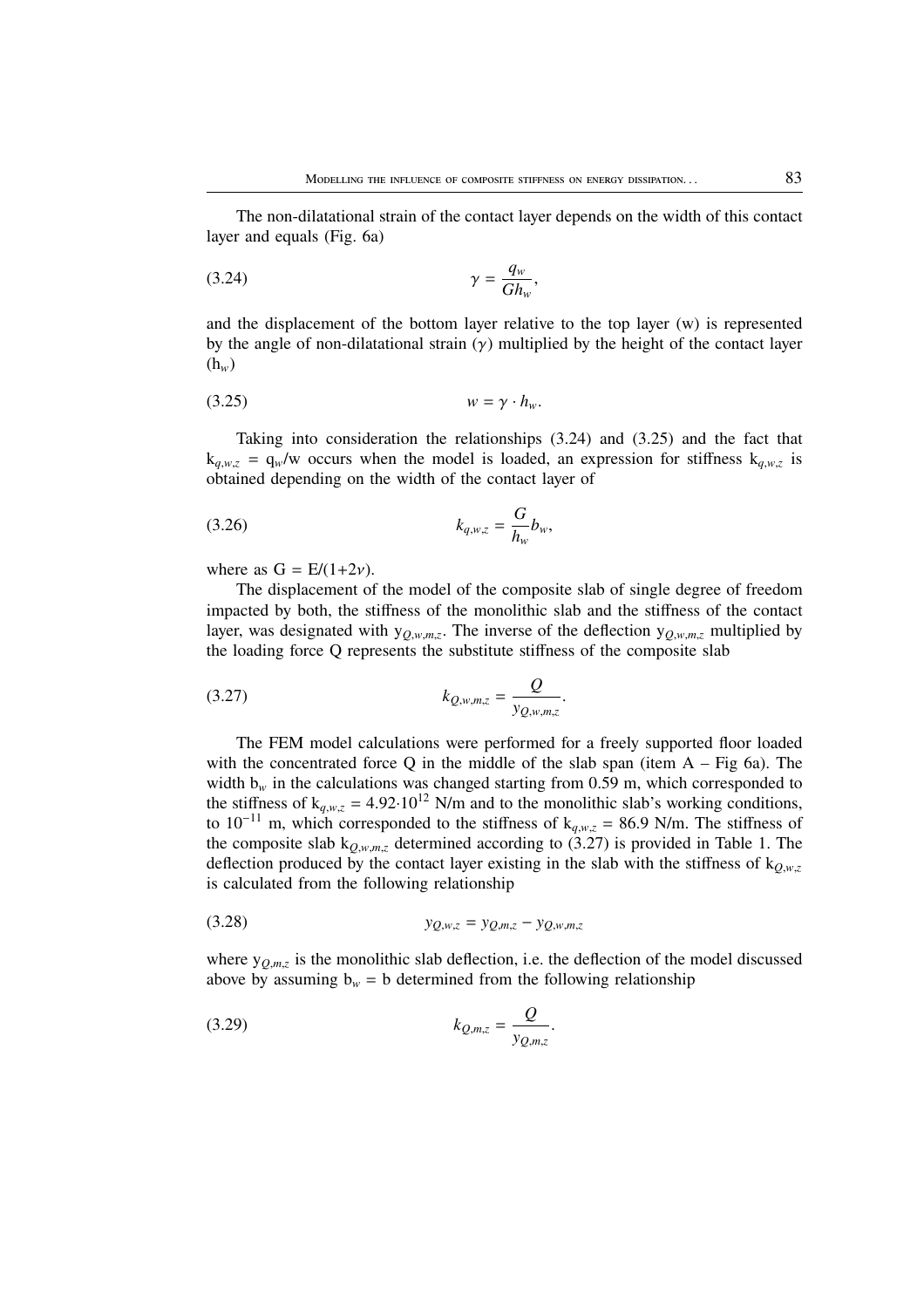The non-dilatational strain of the contact layer depends on the width of this contact layer and equals (Fig. 6a)

$$\gamma = \frac{q_w}{G h_w}, \tag{3.24}$$

and the displacement of the bottom layer relative to the top layer (w) is represented by the angle of non-dilatational strain ($\gamma$) multiplied by the height of the contact layer ($h_w$)

$$w = \gamma \cdot h_w. \tag{3.25}$$

Taking into consideration the relationships (3.24) and (3.25) and the fact that $k_{q,w,z} = q_w/w$ occurs when the model is loaded, an expression for stiffness $k_{q,w,z}$ is obtained depending on the width of the contact layer of

$$k_{q,w,z} = \frac{G}{h_w} b_w, \tag{3.26}$$

where as $G = E/(1+2\nu)$.

The displacement of the model of the composite slab of single degree of freedom impacted by both, the stiffness of the monolithic slab and the stiffness of the contact layer, was designated with $y_{Q,w,m,z}$. The inverse of the deflection $y_{Q,w,m,z}$ multiplied by the loading force Q represents the substitute stiffness of the composite slab

$$k_{Q,w,m,z} = \frac{Q}{y_{Q,w,m,z}}. \tag{3.27}$$

The FEM model calculations were performed for a freely supported floor loaded with the concentrated force Q in the middle of the slab span (item A – Fig 6a). The width $b_w$ in the calculations was changed starting from 0.59 m, which corresponded to the stiffness of $k_{q,w,z} = 4.92 \cdot 10^{12}$ N/m and to the monolithic slab's working conditions, to $10^{-11}$ m, which corresponded to the stiffness of $k_{q,w,z} = 86.9$ N/m. The stiffness of the composite slab $k_{Q,w,m,z}$ determined according to (3.27) is provided in Table 1. The deflection produced by the contact layer existing in the slab with the stiffness of $k_{Q,w,z}$ is calculated from the following relationship

$$y_{Q,w,z} = y_{Q,m,z} - y_{Q,w,m,z} \tag{3.28}$$

where $y_{Q,m,z}$ is the monolithic slab deflection, i.e. the deflection of the model discussed above by assuming $b_w = b$ determined from the following relationship

$$k_{Q,m,z} = \frac{Q}{y_{Q,m,z}}. \tag{3.29}$$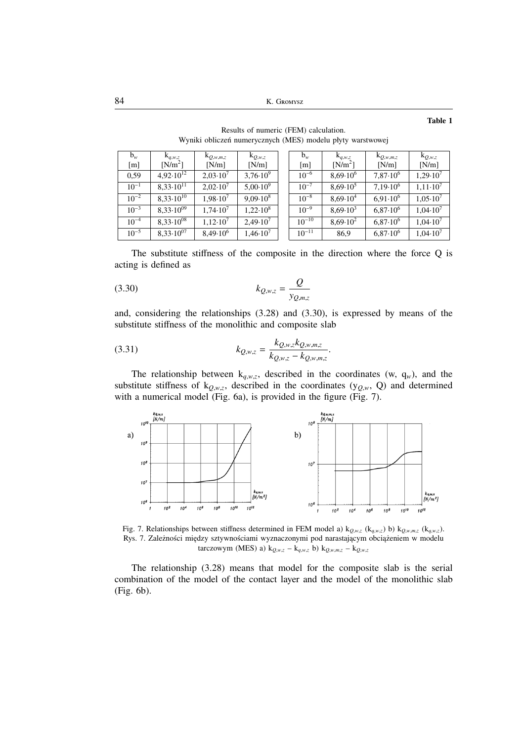**Table 1**

Results of numeric (FEM) calculation.
Wyniki obliczeń numerycznych (MES) modelu płyty warstwowej

| $b_w$ [m] | $k_{q,w,z}$ [N/m$^2$] | $k_{Q,w,m,z}$ [N/m] | $k_{Q,w,z}$ [N/m] | $b_w$ [m] | $k_{q,w,z}$ [N/m$^2$] | $k_{Q,w,m,z}$ [N/m] | $k_{Q,w,z}$ [N/m] |
|---|---|---|---|---|---|---|---|
| 0,59 | $4{,}92\cdot10^{12}$ | $2{,}03\cdot10^{7}$ | $3{,}76\cdot10^{9}$ | $10^{-6}$ | $8{,}69\cdot10^{6}$ | $7{,}87\cdot10^{6}$ | $1{,}29\cdot10^{7}$ |
| $10^{-1}$ | $8{,}33\cdot10^{11}$ | $2{,}02\cdot10^{7}$ | $5{,}00\cdot10^{9}$ | $10^{-7}$ | $8{,}69\cdot10^{5}$ | $7{,}19\cdot10^{6}$ | $1{,}11\cdot10^{7}$ |
| $10^{-2}$ | $8{,}33\cdot10^{10}$ | $1{,}98\cdot10^{7}$ | $9{,}09\cdot10^{8}$ | $10^{-8}$ | $8{,}69\cdot10^{4}$ | $6{,}91\cdot10^{6}$ | $1{,}05\cdot10^{7}$ |
| $10^{-3}$ | $8{,}33\cdot10^{09}$ | $1{,}74\cdot10^{7}$ | $1{,}22\cdot10^{8}$ | $10^{-9}$ | $8{,}69\cdot10^{3}$ | $6{,}87\cdot10^{6}$ | $1{,}04\cdot10^{7}$ |
| $10^{-4}$ | $8{,}33\cdot10^{08}$ | $1{,}12\cdot10^{7}$ | $2{,}49\cdot10^{7}$ | $10^{-10}$ | $8{,}69\cdot10^{2}$ | $6{,}87\cdot10^{6}$ | $1{,}04\cdot10^{7}$ |
| $10^{-5}$ | $8{,}33\cdot10^{07}$ | $8{,}49\cdot10^{6}$ | $1{,}46\cdot10^{7}$ | $10^{-11}$ | 86,9 | $6{,}87\cdot10^{6}$ | $1{,}04\cdot10^{7}$ |

The substitute stiffness of the composite in the direction where the force Q is acting is defined as

$$k_{Q,w,z} = \frac{Q}{y_{Q,m,z}} \tag{3.30}$$

and, considering the relationships (3.28) and (3.30), is expressed by means of the substitute stiffness of the monolithic and composite slab

$$k_{Q,w,z} = \frac{k_{Q,w,z}k_{Q,w,m,z}}{k_{Q,w,z} - k_{Q,w,m,z}}. \tag{3.31}$$

The relationship between $k_{q,w,z}$, described in the coordinates (w, $q_w$), and the substitute stiffness of $k_{Q,w,z}$, described in the coordinates ($y_{Q,w}$, Q) and determined with a numerical model (Fig. 6a), is provided in the figure (Fig. 7).

Fig. 7. Relationships between stiffness determined in FEM model a) $k_{Q,w,z}$ ($k_{q,w,z}$) b) $k_{Q,w,m,z}$ ($k_{q,w,z}$).
Rys. 7. Zależności między sztywnościami wyznaczonymi pod narastającym obciążeniem w modelu tarczowym (MES) a) $k_{Q,w,z} - k_{q,w,z}$ b) $k_{Q,w,m,z} - k_{Q,w,z}$

The relationship (3.28) means that model for the composite slab is the serial combination of the model of the contact layer and the model of the monolithic slab (Fig. 6b).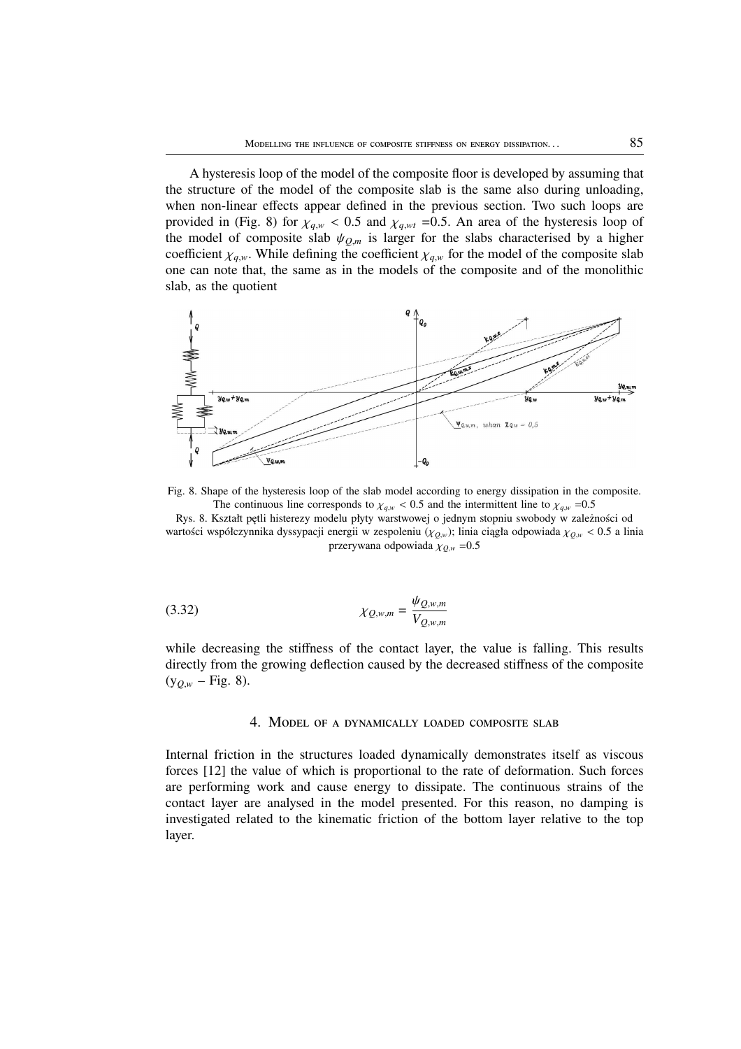A hysteresis loop of the model of the composite floor is developed by assuming that the structure of the model of the composite slab is the same also during unloading, when non-linear effects appear defined in the previous section. Two such loops are provided in (Fig. 8) for $\chi_{q,w} < 0.5$ and $\chi_{q,wt} = 0.5$. An area of the hysteresis loop of the model of composite slab $\psi_{Q,m}$ is larger for the slabs characterised by a higher coefficient $\chi_{q,w}$. While defining the coefficient $\chi_{q,w}$ for the model of the composite slab one can note that, the same as in the models of the composite and of the monolithic slab, as the quotient

Fig. 8. Shape of the hysteresis loop of the slab model according to energy dissipation in the composite. The continuous line corresponds to $\chi_{q,w} < 0.5$ and the intermittent line to $\chi_{q,w} = 0.5$

Rys. 8. Kształt pętli histerezy modelu płyty warstwowej o jednym stopniu swobody w zależności od wartości współczynnika dyssypacji energii w zespoleniu ($\chi_{Q,w}$); linia ciągła odpowiada $\chi_{Q,w} < 0.5$ a linia przerywana odpowiada $\chi_{Q,w} = 0.5$

$$\chi_{Q,w,m} = \frac{\psi_{Q,w,m}}{V_{Q,w,m}} \tag{3.32}$$

while decreasing the stiffness of the contact layer, the value is falling. This results directly from the growing deflection caused by the decreased stiffness of the composite ($y_{Q,w}$ – Fig. 8).

## 4. Model of a dynamically loaded composite slab

Internal friction in the structures loaded dynamically demonstrates itself as viscous forces [12] the value of which is proportional to the rate of deformation. Such forces are performing work and cause energy to dissipate. The continuous strains of the contact layer are analysed in the model presented. For this reason, no damping is investigated related to the kinematic friction of the bottom layer relative to the top layer.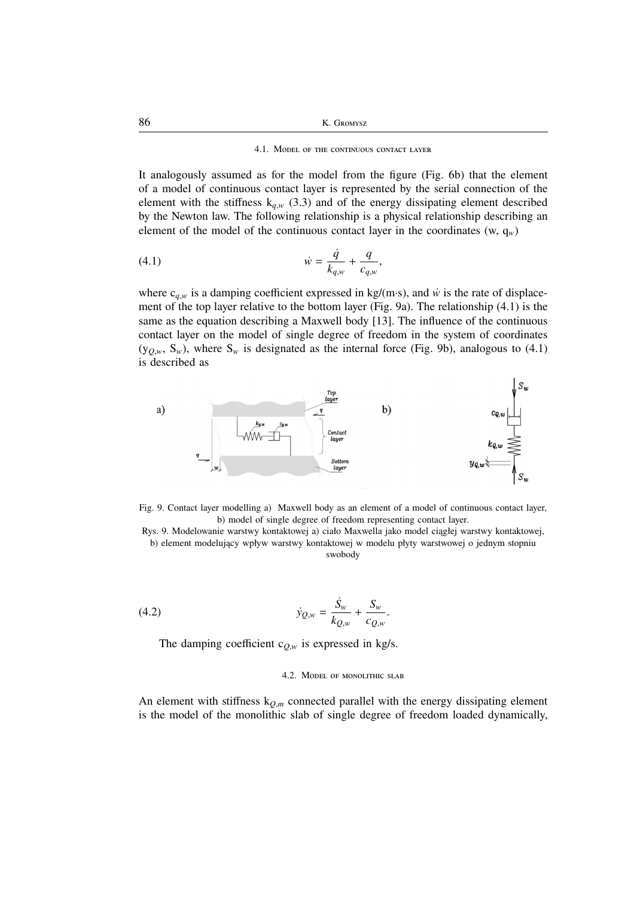### 4.1. Model of the continuous contact layer

It analogously assumed as for the model from the figure (Fig. 6b) that the element of a model of continuous contact layer is represented by the serial connection of the element with the stiffness $k_{q,w}$ (3.3) and of the energy dissipating element described by the Newton law. The following relationship is a physical relationship describing an element of the model of the continuous contact layer in the coordinates (w, $q_w$)

$$\dot{w} = \frac{\dot{q}}{k_{q,w}} + \frac{q}{c_{q,w}}, \tag{4.1}$$

where $c_{q,w}$ is a damping coefficient expressed in kg/(m·s), and $\dot{w}$ is the rate of displacement of the top layer relative to the bottom layer (Fig. 9a). The relationship (4.1) is the same as the equation describing a Maxwell body [13]. The influence of the continuous contact layer on the model of single degree of freedom in the system of coordinates ($y_{Q,w}$, $S_w$), where $S_w$ is designated as the internal force (Fig. 9b), analogous to (4.1) is described as

Fig. 9. Contact layer modelling a) Maxwell body as an element of a model of continuous contact layer, b) model of single degree of freedom representing contact layer.

Rys. 9. Modelowanie warstwy kontaktowej a) ciało Maxwella jako model ciągłej warstwy kontaktowej, b) element modelujący wpływ warstwy kontaktowej w modelu płyty warstwowej o jednym stopniu swobody

$$\dot{y}_{Q,w} = \frac{\dot{S}_w}{k_{Q,w}} + \frac{S_w}{c_{Q,w}}. \tag{4.2}$$

The damping coefficient $c_{Q,w}$ is expressed in kg/s.

### 4.2. Model of monolithic slab

An element with stiffness $k_{Q,m}$ connected parallel with the energy dissipating element is the model of the monolithic slab of single degree of freedom loaded dynamically,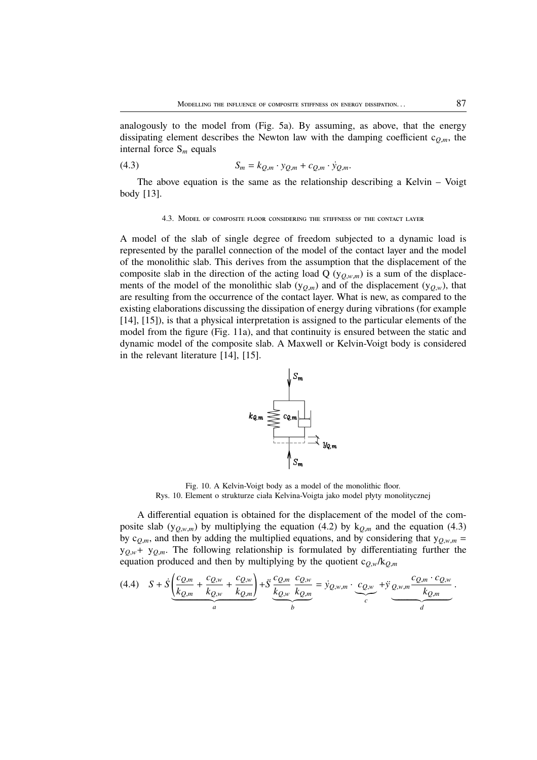analogously to the model from (Fig. 5a). By assuming, as above, that the energy dissipating element describes the Newton law with the damping coefficient $c_{Q,m}$, the internal force $S_m$ equals

$$S_m = k_{Q,m} \cdot y_{Q,m} + c_{Q,m} \cdot \dot{y}_{Q,m}. \tag{4.3}$$

The above equation is the same as the relationship describing a Kelvin – Voigt body [13].

### 4.3. Model of composite floor considering the stiffness of the contact layer

A model of the slab of single degree of freedom subjected to a dynamic load is represented by the parallel connection of the model of the contact layer and the model of the monolithic slab. This derives from the assumption that the displacement of the composite slab in the direction of the acting load Q ($y_{Q,w,m}$) is a sum of the displacements of the model of the monolithic slab ($y_{Q,m}$) and of the displacement ($y_{Q,w}$), that are resulting from the occurrence of the contact layer. What is new, as compared to the existing elaborations discussing the dissipation of energy during vibrations (for example [14], [15]), is that a physical interpretation is assigned to the particular elements of the model from the figure (Fig. 11a), and that continuity is ensured between the static and dynamic model of the composite slab. A Maxwell or Kelvin-Voigt body is considered in the relevant literature [14], [15].

Fig. 10. A Kelvin-Voigt body as a model of the monolithic floor.
Rys. 10. Element o strukturze ciała Kelvina-Voigta jako model płyty monolitycznej

A differential equation is obtained for the displacement of the model of the composite slab ($y_{Q,w,m}$) by multiplying the equation (4.2) by $k_{Q,m}$ and the equation (4.3) by $c_{Q,m}$, and then by adding the multiplied equations, and by considering that $y_{Q,w,m} = y_{Q,w} + y_{Q,m}$. The following relationship is formulated by differentiating further the equation produced and then by multiplying by the quotient $c_{Q,w}/k_{Q,m}$

$$S + \underbrace{\dot{S}\left(\frac{c_{Q,m}}{k_{Q,m}} + \frac{c_{Q,w}}{k_{Q,w}} + \frac{c_{Q,w}}{k_{Q,m}}\right)}_{a} + \underbrace{\ddot{S}\,\frac{c_{Q,m}}{k_{Q,w}}\,\frac{c_{Q,w}}{k_{Q,m}}}_{b} = \dot{y}_{Q,w,m} \cdot \underbrace{c_{Q,w}}_{c} + \underbrace{\ddot{y}_{Q,w,m}\frac{c_{Q,m} \cdot c_{Q,w}}{k_{Q,m}}}_{d}. \tag{4.4}$$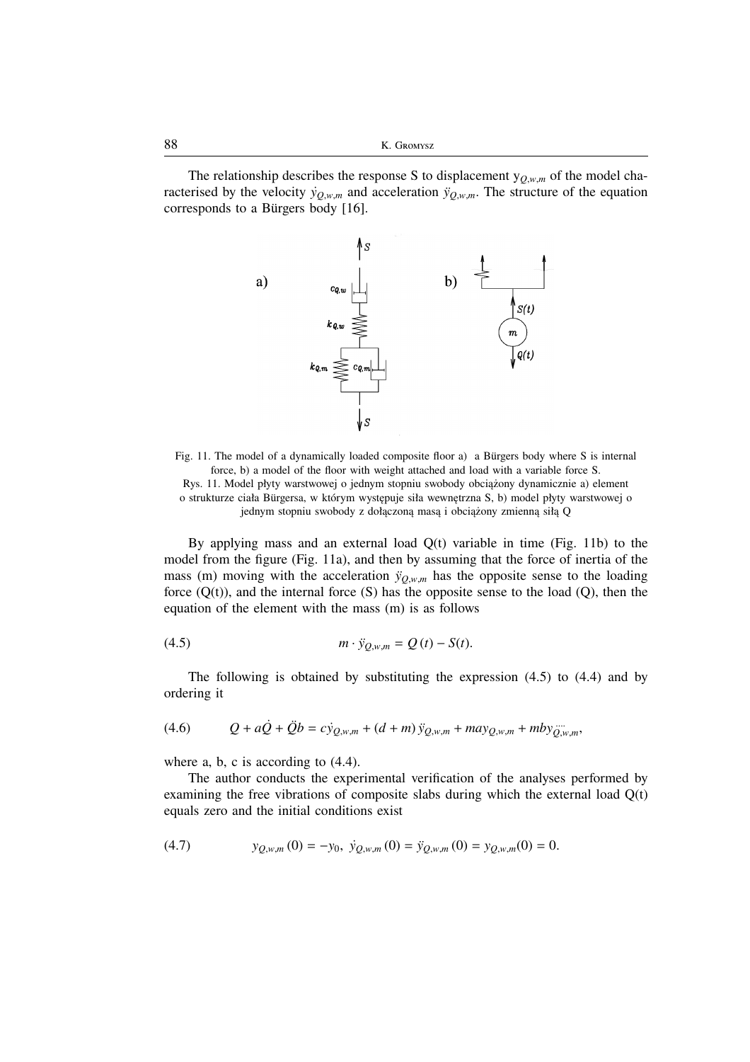The relationship describes the response S to displacement $y_{Q,w,m}$ of the model characterised by the velocity $\dot{y}_{Q,w,m}$ and acceleration $\ddot{y}_{Q,w,m}$. The structure of the equation corresponds to a Bürgers body [16].

Fig. 11. The model of a dynamically loaded composite floor a) a Bürgers body where S is internal force, b) a model of the floor with weight attached and load with a variable force S.
Rys. 11. Model płyty warstwowej o jednym stopniu swobody obciążony dynamicznie a) element o strukturze ciała Bürgersa, w którym występuje siła wewnętrzna S, b) model płyty warstwowej o jednym stopniu swobody z dołączoną masą i obciążony zmienną siłą Q

By applying mass and an external load Q(t) variable in time (Fig. 11b) to the model from the figure (Fig. 11a), and then by assuming that the force of inertia of the mass (m) moving with the acceleration $\ddot{y}_{Q,w,m}$ has the opposite sense to the loading force (Q(t)), and the internal force (S) has the opposite sense to the load (Q), then the equation of the element with the mass (m) is as follows

$$m \cdot \ddot{y}_{Q,w,m} = Q(t) - S(t). \tag{4.5}$$

The following is obtained by substituting the expression (4.5) to (4.4) and by ordering it

$$Q + a\dot{Q} + \ddot{Q}b = c\dot{y}_{Q,w,m} + (d + m)\ddot{y}_{Q,w,m} + may_{Q,w,m} + mby_{\dddot{Q},w,m}, \tag{4.6}$$

where a, b, c is according to (4.4).

The author conducts the experimental verification of the analyses performed by examining the free vibrations of composite slabs during which the external load Q(t) equals zero and the initial conditions exist

$$y_{Q,w,m}(0) = -y_0,\ \dot{y}_{Q,w,m}(0) = \ddot{y}_{Q,w,m}(0) = y_{Q,w,m}(0) = 0. \tag{4.7}$$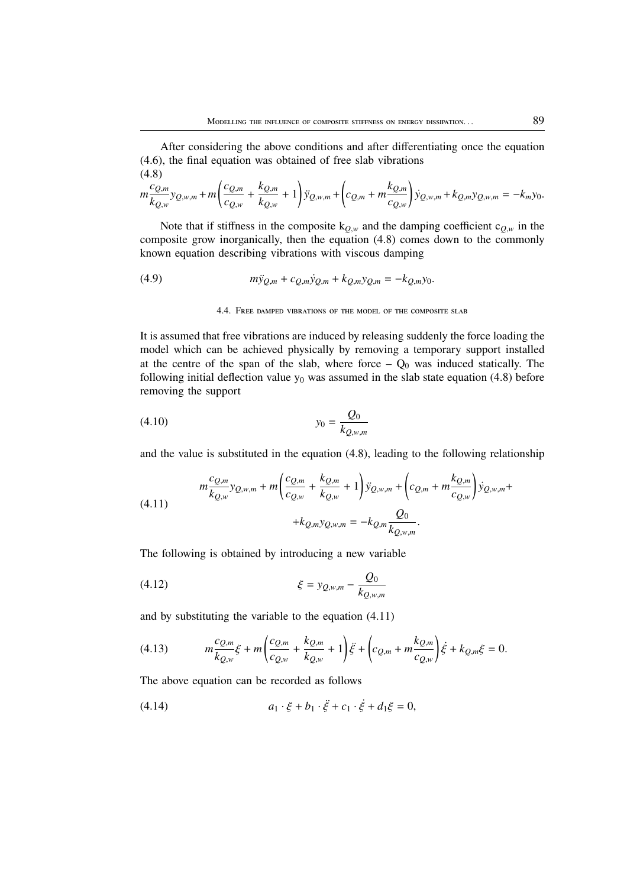After considering the above conditions and after differentiating once the equation (4.6), the final equation was obtained of free slab vibrations

$$m\frac{c_{Q,m}}{k_{Q,w}}y_{Q,w,m}+m\left(\frac{c_{Q,m}}{c_{Q,w}}+\frac{k_{Q,m}}{k_{Q,w}}+1\right)\ddot{y}_{Q,w,m}+\left(c_{Q,m}+m\frac{k_{Q,m}}{c_{Q,w}}\right)\dot{y}_{Q,w,m}+k_{Q,m}y_{Q,w,m}=-k_m y_0. \tag{4.8}$$

Note that if stiffness in the composite $k_{Q,w}$ and the damping coefficient $c_{Q,w}$ in the composite grow inorganically, then the equation (4.8) comes down to the commonly known equation describing vibrations with viscous damping

$$m\ddot{y}_{Q,m}+c_{Q,m}\dot{y}_{Q,m}+k_{Q,m}y_{Q,m}=-k_{Q,m}y_0. \tag{4.9}$$

### 4.4. Free damped vibrations of the model of the composite slab

It is assumed that free vibrations are induced by releasing suddenly the force loading the model which can be achieved physically by removing a temporary support installed at the centre of the span of the slab, where force – $Q_0$ was induced statically. The following initial deflection value $y_0$ was assumed in the slab state equation (4.8) before removing the support

$$y_0=\frac{Q_0}{k_{Q,w,m}} \tag{4.10}$$

and the value is substituted in the equation (4.8), leading to the following relationship

$$m\frac{c_{Q,m}}{k_{Q,w}}y_{Q,w,m}+m\left(\frac{c_{Q,m}}{c_{Q,w}}+\frac{k_{Q,m}}{k_{Q,w}}+1\right)\ddot{y}_{Q,w,m}+\left(c_{Q,m}+m\frac{k_{Q,m}}{c_{Q,w}}\right)\dot{y}_{Q,w,m}+ +k_{Q,m}y_{Q,w,m}=-k_{Q,m}\frac{Q_0}{k_{Q,w,m}}. \tag{4.11}$$

The following is obtained by introducing a new variable

$$\xi=y_{Q,w,m}-\frac{Q_0}{k_{Q,w,m}} \tag{4.12}$$

and by substituting the variable to the equation (4.11)

$$m\frac{c_{Q,m}}{k_{Q,w}}\xi+m\left(\frac{c_{Q,m}}{c_{Q,w}}+\frac{k_{Q,m}}{k_{Q,w}}+1\right)\ddot{\xi}+\left(c_{Q,m}+m\frac{k_{Q,m}}{c_{Q,w}}\right)\dot{\xi}+k_{Q,m}\xi=0. \tag{4.13}$$

The above equation can be recorded as follows

$$a_1\cdot\xi+b_1\cdot\ddot{\xi}+c_1\cdot\dot{\xi}+d_1\xi=0, \tag{4.14}$$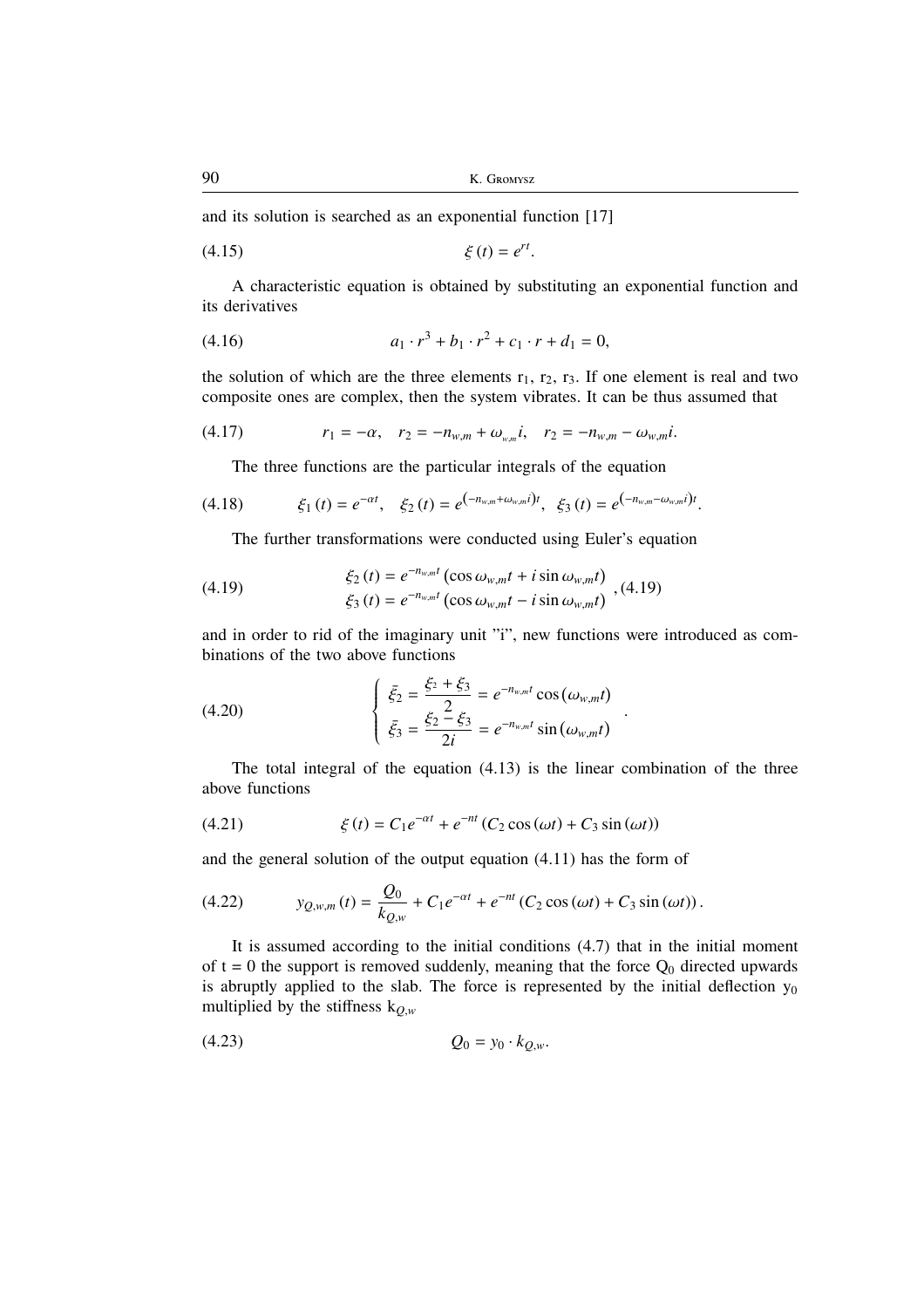and its solution is searched as an exponential function [17]

$$\xi(t) = e^{rt}. \tag{4.15}$$

A characteristic equation is obtained by substituting an exponential function and its derivatives

$$a_1 \cdot r^3 + b_1 \cdot r^2 + c_1 \cdot r + d_1 = 0, \tag{4.16}$$

the solution of which are the three elements $r_1$, $r_2$, $r_3$. If one element is real and two composite ones are complex, then the system vibrates. It can be thus assumed that

$$r_1 = -\alpha, \quad r_2 = -n_{w,m} + \omega_{w,m} i, \quad r_2 = -n_{w,m} - \omega_{w,m} i. \tag{4.17}$$

The three functions are the particular integrals of the equation

$$\xi_1(t) = e^{-\alpha t}, \quad \xi_2(t) = e^{(-n_{w,m} + \omega_{w,m} i)t}, \quad \xi_3(t) = e^{(-n_{w,m} - \omega_{w,m} i)t}. \tag{4.18}$$

The further transformations were conducted using Euler's equation

$$\begin{aligned} \xi_2(t) &= e^{-n_{w,m} t} \left(\cos \omega_{w,m} t + i \sin \omega_{w,m} t\right) \\ \xi_3(t) &= e^{-n_{w,m} t} \left(\cos \omega_{w,m} t - i \sin \omega_{w,m} t\right) \end{aligned}, (4.19) \tag{4.19}$$

and in order to rid of the imaginary unit "i", new functions were introduced as combinations of the two above functions

$$\begin{cases} \bar{\xi}_2 = \dfrac{\xi_2 + \xi_3}{2} = e^{-n_{w,m} t} \cos\left(\omega_{w,m} t\right) \\ \bar{\xi}_3 = \dfrac{\xi_2 - \xi_3}{2i} = e^{-n_{w,m} t} \sin\left(\omega_{w,m} t\right) \end{cases}. \tag{4.20}$$

The total integral of the equation (4.13) is the linear combination of the three above functions

$$\xi(t) = C_1 e^{-\alpha t} + e^{-nt} \left(C_2 \cos(\omega t) + C_3 \sin(\omega t)\right) \tag{4.21}$$

and the general solution of the output equation (4.11) has the form of

$$y_{Q,w,m}(t) = \frac{Q_0}{k_{Q,w}} + C_1 e^{-\alpha t} + e^{-nt} \left(C_2 \cos(\omega t) + C_3 \sin(\omega t)\right). \tag{4.22}$$

It is assumed according to the initial conditions (4.7) that in the initial moment of t = 0 the support is removed suddenly, meaning that the force $Q_0$ directed upwards is abruptly applied to the slab. The force is represented by the initial deflection $y_0$ multiplied by the stiffness $k_{Q,w}$

$$Q_0 = y_0 \cdot k_{Q,w}. \tag{4.23}$$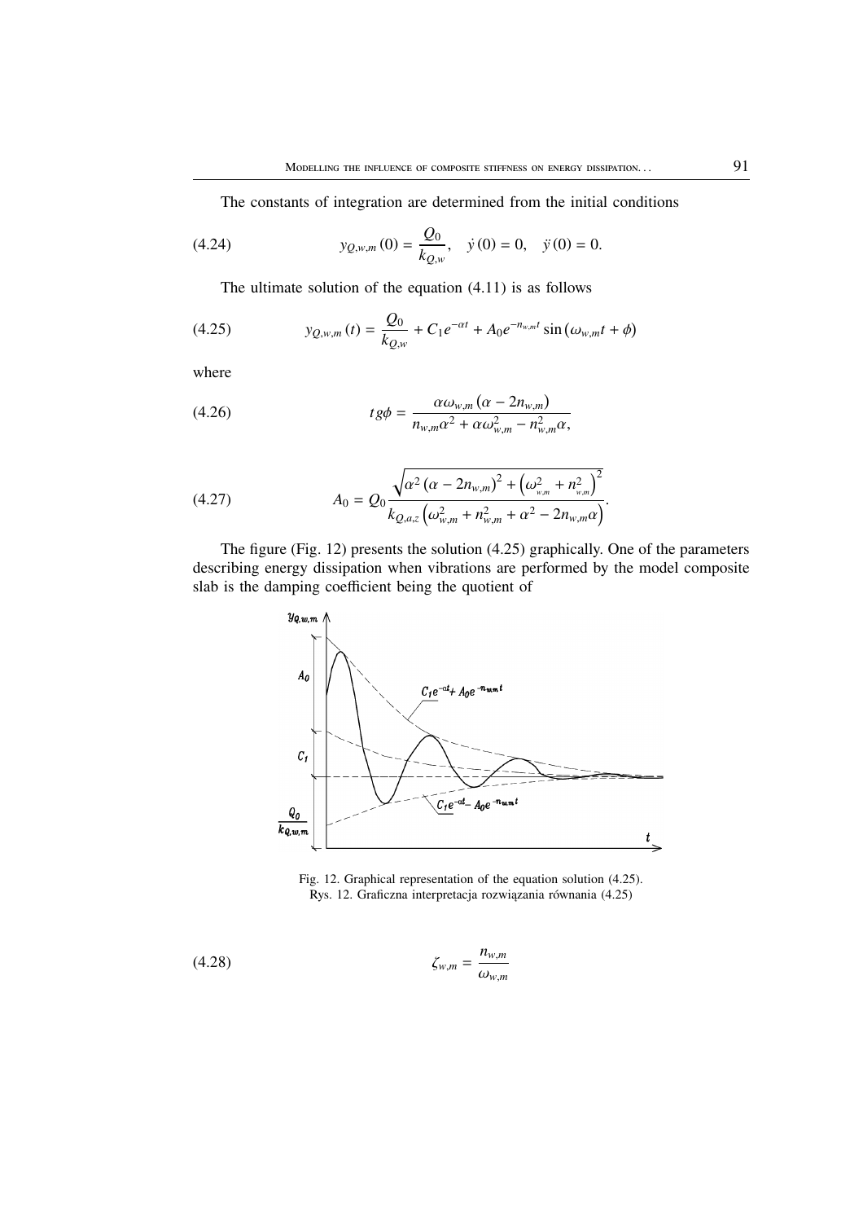The constants of integration are determined from the initial conditions

$$y_{Q,w,m}(0) = \frac{Q_0}{k_{Q,w}}, \quad \dot{y}(0) = 0, \quad \ddot{y}(0) = 0. \tag{4.24}$$

The ultimate solution of the equation (4.11) is as follows

$$y_{Q,w,m}(t) = \frac{Q_0}{k_{Q,w}} + C_1 e^{-\alpha t} + A_0 e^{-n_{w,m} t} \sin\left(\omega_{w,m} t + \phi\right) \tag{4.25}$$

where

$$tg\phi = \frac{\alpha \omega_{w,m} \left(\alpha - 2n_{w,m}\right)}{n_{w,m}\alpha^2 + \alpha\omega_{w,m}^2 - n_{w,m}^2 \alpha}, \tag{4.26}$$

$$A_0 = Q_0 \frac{\sqrt{\alpha^2 \left(\alpha - 2n_{w,m}\right)^2 + \left(\omega_{w,m}^2 + n_{w,m}^2\right)^2}}{k_{Q,a,z}\left(\omega_{w,m}^2 + n_{w,m}^2 + \alpha^2 - 2n_{w,m}\alpha\right)}. \tag{4.27}$$

The figure (Fig. 12) presents the solution (4.25) graphically. One of the parameters describing energy dissipation when vibrations are performed by the model composite slab is the damping coefficient being the quotient of

Fig. 12. Graphical representation of the equation solution (4.25).
Rys. 12. Graficzna interpretacja rozwiązania równania (4.25)

$$\zeta_{w,m} = \frac{n_{w,m}}{\omega_{w,m}} \tag{4.28}$$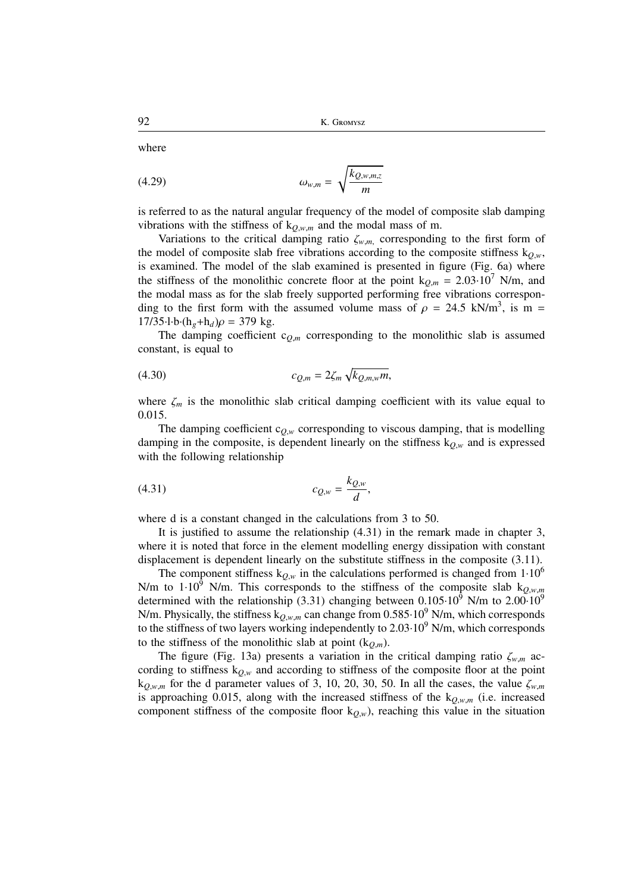where

$$\omega_{w,m} = \sqrt{\frac{k_{Q,w,m,z}}{m}} \tag{4.29}$$

is referred to as the natural angular frequency of the model of composite slab damping vibrations with the stiffness of $k_{Q,w,m}$ and the modal mass of m.

Variations to the critical damping ratio $\zeta_{w,m,}$ corresponding to the first form of the model of composite slab free vibrations according to the composite stiffness $k_{Q,w}$, is examined. The model of the slab examined is presented in figure (Fig. 6a) where the stiffness of the monolithic concrete floor at the point $k_{Q,m} = 2.03 \cdot 10^7$ N/m, and the modal mass as for the slab freely supported performing free vibrations corresponding to the first form with the assumed volume mass of $\rho = 24.5$ kN/m$^3$, is $m = 17/35 \cdot l \cdot b \cdot (h_g + h_d)\rho = 379$ kg.

The damping coefficient $c_{Q,m}$ corresponding to the monolithic slab is assumed constant, is equal to

$$c_{Q,m} = 2\zeta_m \sqrt{k_{Q,m,w} m}, \tag{4.30}$$

where $\zeta_m$ is the monolithic slab critical damping coefficient with its value equal to 0.015.

The damping coefficient $c_{Q,w}$ corresponding to viscous damping, that is modelling damping in the composite, is dependent linearly on the stiffness $k_{Q,w}$ and is expressed with the following relationship

$$c_{Q,w} = \frac{k_{Q,w}}{d}, \tag{4.31}$$

where d is a constant changed in the calculations from 3 to 50.

It is justified to assume the relationship (4.31) in the remark made in chapter 3, where it is noted that force in the element modelling energy dissipation with constant displacement is dependent linearly on the substitute stiffness in the composite (3.11).

The component stiffness $k_{Q,w}$ in the calculations performed is changed from $1 \cdot 10^6$ N/m to $1 \cdot 10^9$ N/m. This corresponds to the stiffness of the composite slab $k_{Q,w,m}$ determined with the relationship (3.31) changing between $0.105 \cdot 10^9$ N/m to $2.00 \cdot 10^9$ N/m. Physically, the stiffness $k_{Q,w,m}$ can change from $0.585 \cdot 10^9$ N/m, which corresponds to the stiffness of two layers working independently to $2.03 \cdot 10^9$ N/m, which corresponds to the stiffness of the monolithic slab at point ($k_{Q,m}$).

The figure (Fig. 13a) presents a variation in the critical damping ratio $\zeta_{w,m}$ according to stiffness $k_{Q,w}$ and according to stiffness of the composite floor at the point $k_{Q,w,m}$ for the d parameter values of 3, 10, 20, 30, 50. In all the cases, the value $\zeta_{w,m}$ is approaching 0.015, along with the increased stiffness of the $k_{Q,w,m}$ (i.e. increased component stiffness of the composite floor $k_{Q,w}$), reaching this value in the situation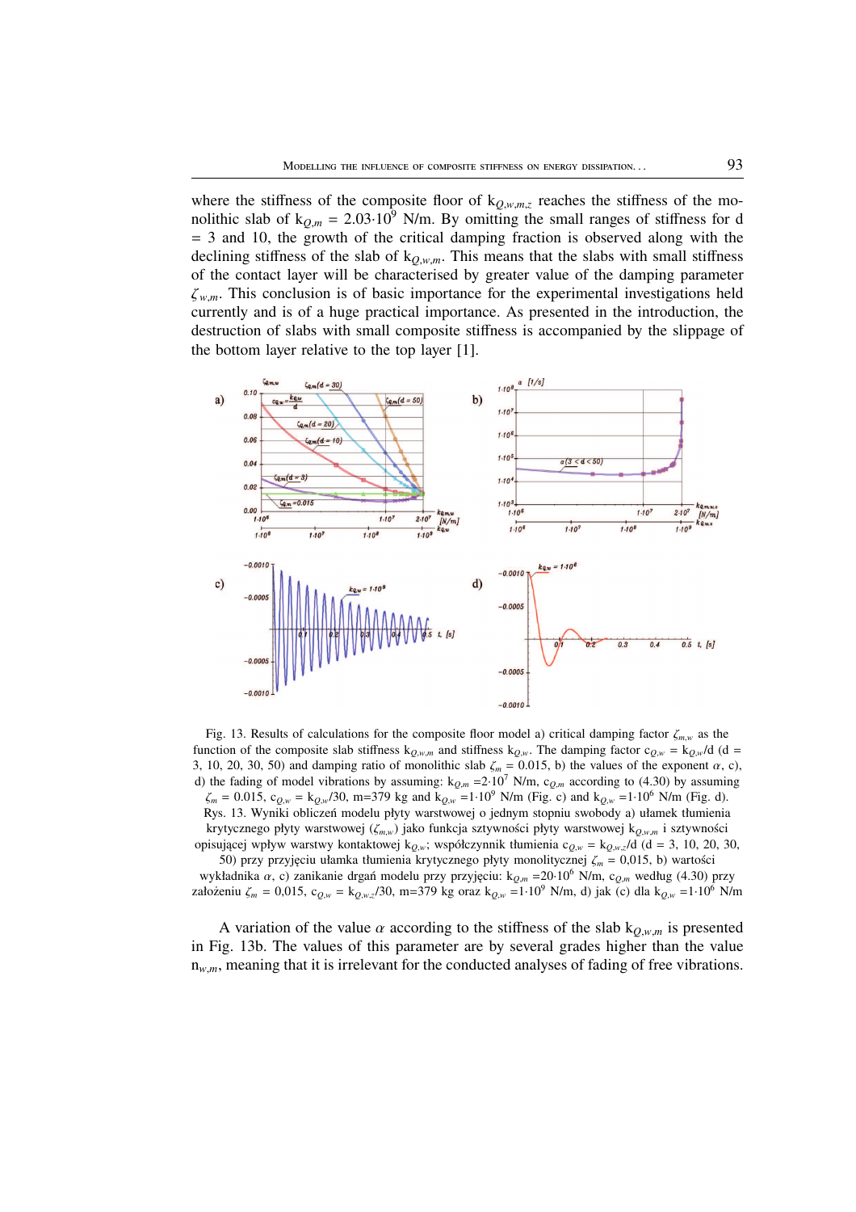where the stiffness of the composite floor of $k_{Q,w,m,z}$ reaches the stiffness of the monolithic slab of $k_{Q,m} = 2.03 \cdot 10^9$ N/m. By omitting the small ranges of stiffness for d = 3 and 10, the growth of the critical damping fraction is observed along with the declining stiffness of the slab of $k_{Q,w,m}$. This means that the slabs with small stiffness of the contact layer will be characterised by greater value of the damping parameter $\zeta_{w,m}$. This conclusion is of basic importance for the experimental investigations held currently and is of a huge practical importance. As presented in the introduction, the destruction of slabs with small composite stiffness is accompanied by the slippage of the bottom layer relative to the top layer [1].

Fig. 13. Results of calculations for the composite floor model a) critical damping factor $\zeta_{m,w}$ as the function of the composite slab stiffness $k_{Q,w,m}$ and stiffness $k_{Q,w}$. The damping factor $c_{Q,w} = k_{Q,w}/d$ (d = 3, 10, 20, 30, 50) and damping ratio of monolithic slab $\zeta_m = 0.015$, b) the values of the exponent $\alpha$, c), d) the fading of model vibrations by assuming: $k_{Q,m} = 2 \cdot 10^7$ N/m, $c_{Q,m}$ according to (4.30) by assuming $\zeta_m = 0.015$, $c_{Q,w} = k_{Q,w}/30$, m=379 kg and $k_{Q,w} = 1 \cdot 10^9$ N/m (Fig. c) and $k_{Q,w} = 1 \cdot 10^6$ N/m (Fig. d).
Rys. 13. Wyniki obliczeń modelu płyty warstwowej o jednym stopniu swobody a) ułamek tłumienia krytycznego płyty warstwowej ($\zeta_{m,w}$) jako funkcja sztywności płyty warstwowej $k_{Q,w,m}$ i sztywności opisującej wpływ warstwy kontaktowej $k_{Q,w}$; współczynnik tłumienia $c_{Q,w} = k_{Q,w,z}/d$ (d = 3, 10, 20, 30, 50) przy przyjęciu ułamka tłumienia krytycznego płyty monolitycznej $\zeta_m = 0,015$, b) wartości wykładnika $\alpha$, c) zanikanie drgań modelu przy przyjęciu: $k_{Q,m} = 20 \cdot 10^6$ N/m, $c_{Q,m}$ według (4.30) przy założeniu $\zeta_m = 0,015$, $c_{Q,w} = k_{Q,w,z}/30$, m=379 kg oraz $k_{Q,w} = 1 \cdot 10^9$ N/m, d) jak (c) dla $k_{Q,w} = 1 \cdot 10^6$ N/m

A variation of the value $\alpha$ according to the stiffness of the slab $k_{Q,w,m}$ is presented in Fig. 13b. The values of this parameter are by several grades higher than the value $n_{w,m}$, meaning that it is irrelevant for the conducted analyses of fading of free vibrations.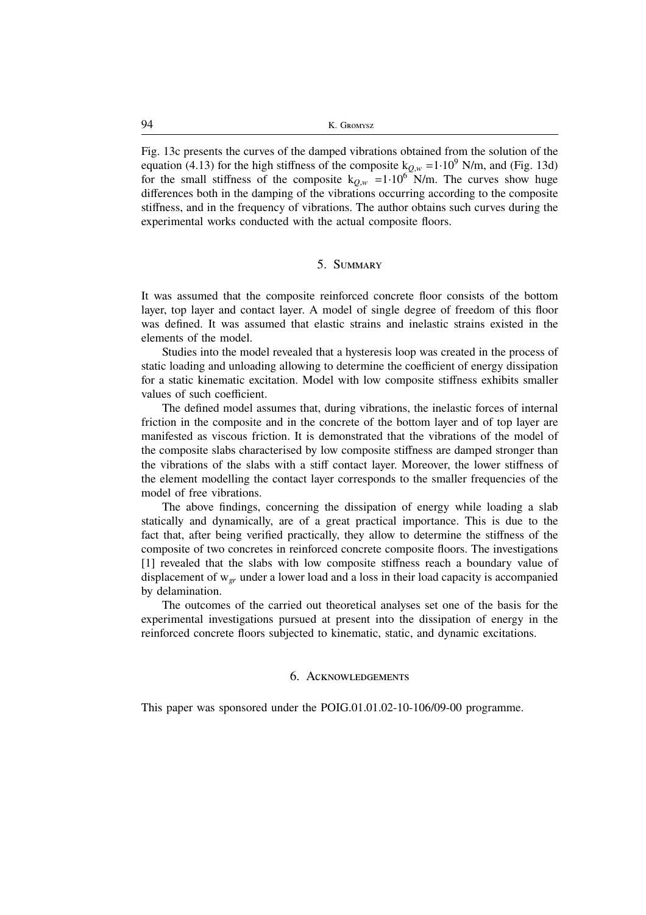Fig. 13c presents the curves of the damped vibrations obtained from the solution of the equation (4.13) for the high stiffness of the composite $k_{Q,w} = 1 \cdot 10^9$ N/m, and (Fig. 13d) for the small stiffness of the composite $k_{Q,w} = 1 \cdot 10^6$ N/m. The curves show huge differences both in the damping of the vibrations occurring according to the composite stiffness, and in the frequency of vibrations. The author obtains such curves during the experimental works conducted with the actual composite floors.

## 5. Summary

It was assumed that the composite reinforced concrete floor consists of the bottom layer, top layer and contact layer. A model of single degree of freedom of this floor was defined. It was assumed that elastic strains and inelastic strains existed in the elements of the model.

Studies into the model revealed that a hysteresis loop was created in the process of static loading and unloading allowing to determine the coefficient of energy dissipation for a static kinematic excitation. Model with low composite stiffness exhibits smaller values of such coefficient.

The defined model assumes that, during vibrations, the inelastic forces of internal friction in the composite and in the concrete of the bottom layer and of top layer are manifested as viscous friction. It is demonstrated that the vibrations of the model of the composite slabs characterised by low composite stiffness are damped stronger than the vibrations of the slabs with a stiff contact layer. Moreover, the lower stiffness of the element modelling the contact layer corresponds to the smaller frequencies of the model of free vibrations.

The above findings, concerning the dissipation of energy while loading a slab statically and dynamically, are of a great practical importance. This is due to the fact that, after being verified practically, they allow to determine the stiffness of the composite of two concretes in reinforced concrete composite floors. The investigations [1] revealed that the slabs with low composite stiffness reach a boundary value of displacement of $w_{gr}$ under a lower load and a loss in their load capacity is accompanied by delamination.

The outcomes of the carried out theoretical analyses set one of the basis for the experimental investigations pursued at present into the dissipation of energy in the reinforced concrete floors subjected to kinematic, static, and dynamic excitations.

## 6. Acknowledgements

This paper was sponsored under the POIG.01.01.02-10-106/09-00 programme.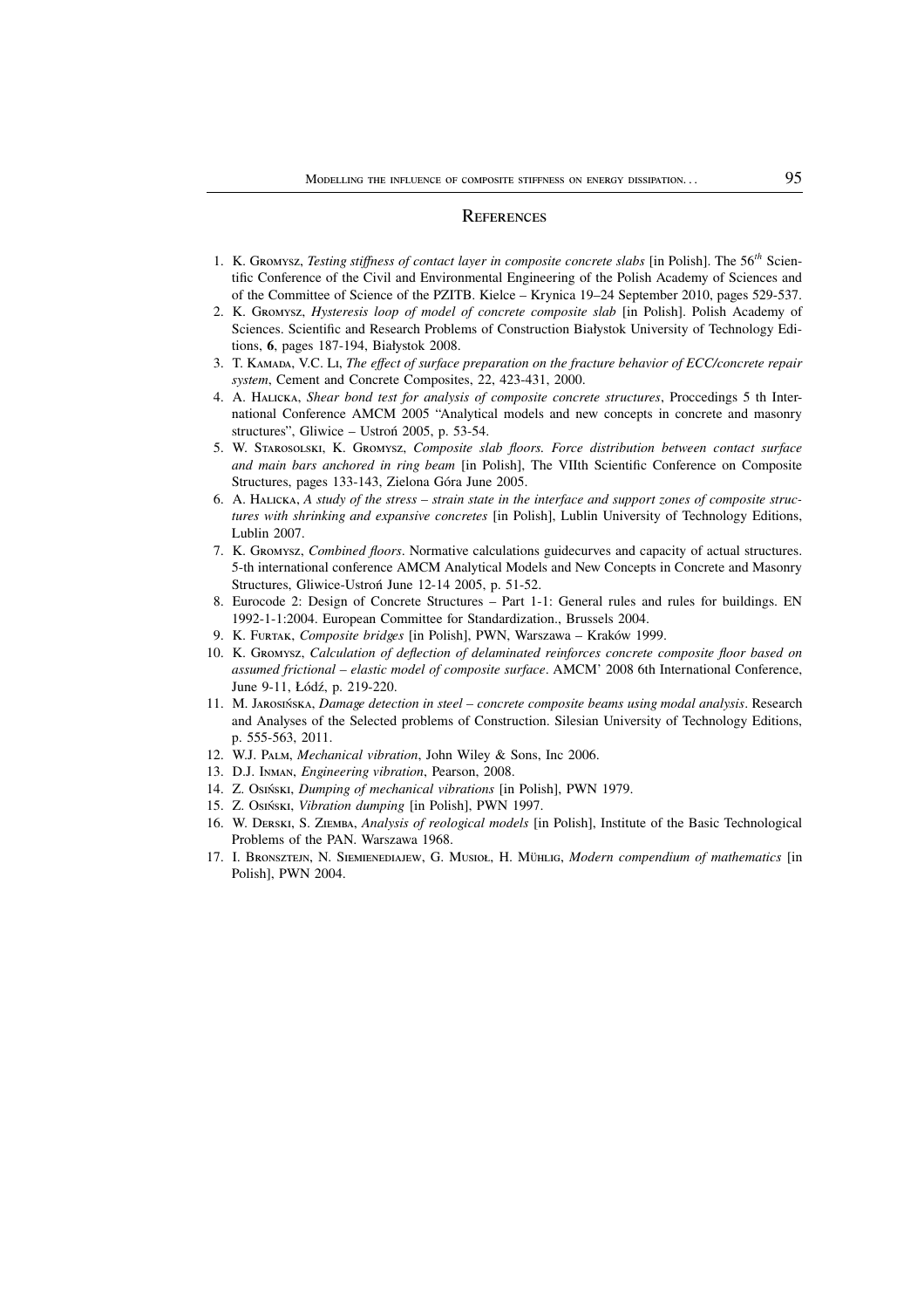## References

1. K. Gromysz, *Testing stiffness of contact layer in composite concrete slabs* [in Polish]. The $56^{th}$ Scientific Conference of the Civil and Environmental Engineering of the Polish Academy of Sciences and of the Committee of Science of the PZITB. Kielce – Krynica 19–24 September 2010, pages 529-537.
2. K. Gromysz, *Hysteresis loop of model of concrete composite slab* [in Polish]. Polish Academy of Sciences. Scientific and Research Problems of Construction Białystok University of Technology Editions, **6**, pages 187-194, Białystok 2008.
3. T. Kamada, V.C. Li, *The effect of surface preparation on the fracture behavior of ECC/concrete repair system*, Cement and Concrete Composites, 22, 423-431, 2000.
4. A. Halicka, *Shear bond test for analysis of composite concrete structures*, Proccedings 5 th International Conference AMCM 2005 "Analytical models and new concepts in concrete and masonry structures", Gliwice – Ustroń 2005, p. 53-54.
5. W. Starosolski, K. Gromysz, *Composite slab floors. Force distribution between contact surface and main bars anchored in ring beam* [in Polish], The VIIth Scientific Conference on Composite Structures, pages 133-143, Zielona Góra June 2005.
6. A. Halicka, *A study of the stress – strain state in the interface and support zones of composite structures with shrinking and expansive concretes* [in Polish], Lublin University of Technology Editions, Lublin 2007.
7. K. Gromysz, *Combined floors*. Normative calculations guidecurves and capacity of actual structures. 5-th international conference AMCM Analytical Models and New Concepts in Concrete and Masonry Structures, Gliwice-Ustroń June 12-14 2005, p. 51-52.
8. Eurocode 2: Design of Concrete Structures – Part 1-1: General rules and rules for buildings. EN 1992-1-1:2004. European Committee for Standardization., Brussels 2004.
9. K. Furtak, *Composite bridges* [in Polish], PWN, Warszawa – Kraków 1999.
10. K. Gromysz, *Calculation of deflection of delaminated reinforces concrete composite floor based on assumed frictional – elastic model of composite surface*. AMCM' 2008 6th International Conference, June 9-11, Łódź, p. 219-220.
11. M. Jarosińska, *Damage detection in steel – concrete composite beams using modal analysis*. Research and Analyses of the Selected problems of Construction. Silesian University of Technology Editions, p. 555-563, 2011.
12. W.J. Palm, *Mechanical vibration*, John Wiley & Sons, Inc 2006.
13. D.J. Inman, *Engineering vibration*, Pearson, 2008.
14. Z. Osiński, *Dumping of mechanical vibrations* [in Polish], PWN 1979.
15. Z. Osiński, *Vibration dumping* [in Polish], PWN 1997.
16. W. Derski, S. Ziemba, *Analysis of reological models* [in Polish], Institute of the Basic Technological Problems of the PAN. Warszawa 1968.
17. I. Bronsztejn, N. Siemieniediajew, G. Musioł, H. Mühlig, *Modern compendium of mathematics* [in Polish], PWN 2004.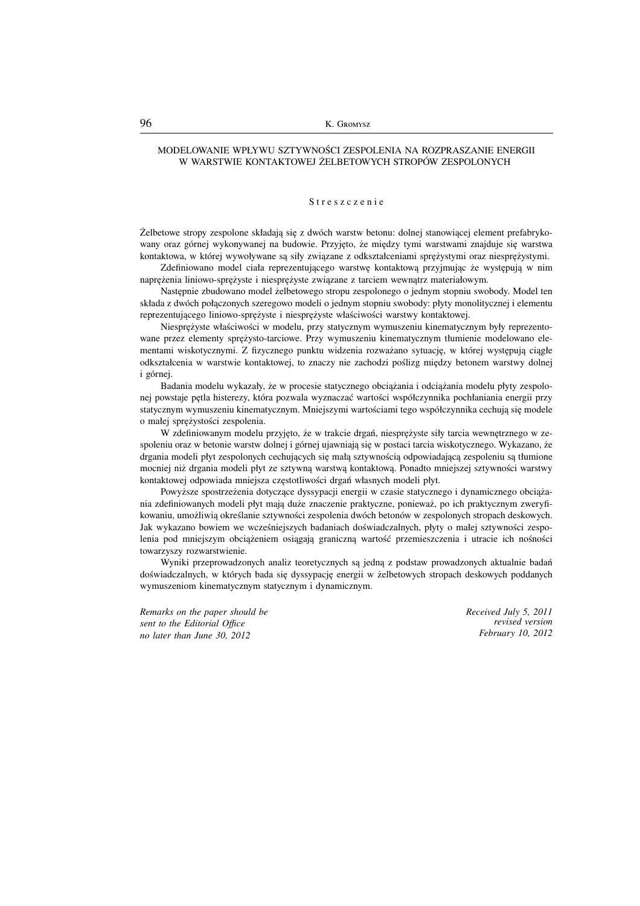## MODELOWANIE WPŁYWU SZTYWNOŚCI ZESPOLENIA NA ROZPRASZANIE ENERGII W WARSTWIE KONTAKTOWEJ ŻELBETOWYCH STROPÓW ZESPOLONYCH

### Streszczenie

Żelbetowe stropy zespolone składają się z dwóch warstw betonu: dolnej stanowiącej element prefabrykowany oraz górnej wykonywanej na budowie. Przyjęto, że między tymi warstwami znajduje się warstwa kontaktowa, w której wywoływane są siły związane z odkształceniami sprężystymi oraz niesprężystymi.

Zdefiniowano model ciała reprezentującego warstwę kontaktową przyjmując że występują w nim naprężenia liniowo-sprężyste i niesprężyste związane z tarciem wewnątrz materiałowym.

Następnie zbudowano model żelbetowego stropu zespolonego o jednym stopniu swobody. Model ten składa z dwóch połączonych szeregowo modeli o jednym stopniu swobody: płyty monolitycznej i elementu reprezentującego liniowo-sprężyste i niesprężyste właściwości warstwy kontaktowej.

Niesprężyste właściwości w modelu, przy statycznym wymuszeniu kinematycznym były reprezentowane przez elementy sprężysto-tarciowe. Przy wymuszeniu kinematycznym tłumienie modelowano elementami wiskotycznymi. Z fizycznego punktu widzenia rozważano sytuację, w której występują ciągłe odkształcenia w warstwie kontaktowej, to znaczy nie zachodzi poślizg między betonem warstwy dolnej i górnej.

Badania modelu wykazały, że w procesie statycznego obciążania i odciążania modelu płyty zespolonej powstaje pętla histerezy, która pozwala wyznaczać wartości współczynnika pochłaniania energii przy statycznym wymuszeniu kinematycznym. Mniejszymi wartościami tego współczynnika cechują się modele o małej sprężystości zespolenia.

W zdefiniowanym modelu przyjęto, że w trakcie drgań, niesprężyste siły tarcia wewnętrznego w zespoleniu oraz w betonie warstw dolnej i górnej ujawniają się w postaci tarcia wiskotycznego. Wykazano, że drgania modeli płyt zespolonych cechujących się małą sztywnością odpowiadającą zespoleniu są tłumione mocniej niż drgania modeli płyt ze sztywną warstwą kontaktową. Ponadto mniejszej sztywności warstwy kontaktowej odpowiada mniejsza częstotliwości drgań własnych modeli płyt.

Powyższe spostrzeżenia dotyczące dyssypacji energii w czasie statycznego i dynamicznego obciążania zdefiniowanych modeli płyt mają duże znaczenie praktyczne, ponieważ, po ich praktycznym zweryfikowaniu, umożliwią określanie sztywności zespolenia dwóch betonów w zespolonych stropach deskowych. Jak wykazano bowiem we wcześniejszych badaniach doświadczalnych, płyty o małej sztywności zespolenia pod mniejszym obciążeniem osiągają graniczną wartość przemieszczenia i utracie ich nośności towarzyszy rozwarstwienie.

Wyniki przeprowadzonych analiz teoretycznych są jedną z podstaw prowadzonych aktualnie badań doświadczalnych, w których bada się dyssypację energii w żelbetowych stropach deskowych poddanych wymuszeniom kinematycznym statycznym i dynamicznym.

*Remarks on the paper should be sent to the Editorial Office no later than June 30, 2012*

*Received July 5, 2011 revised version February 10, 2012*